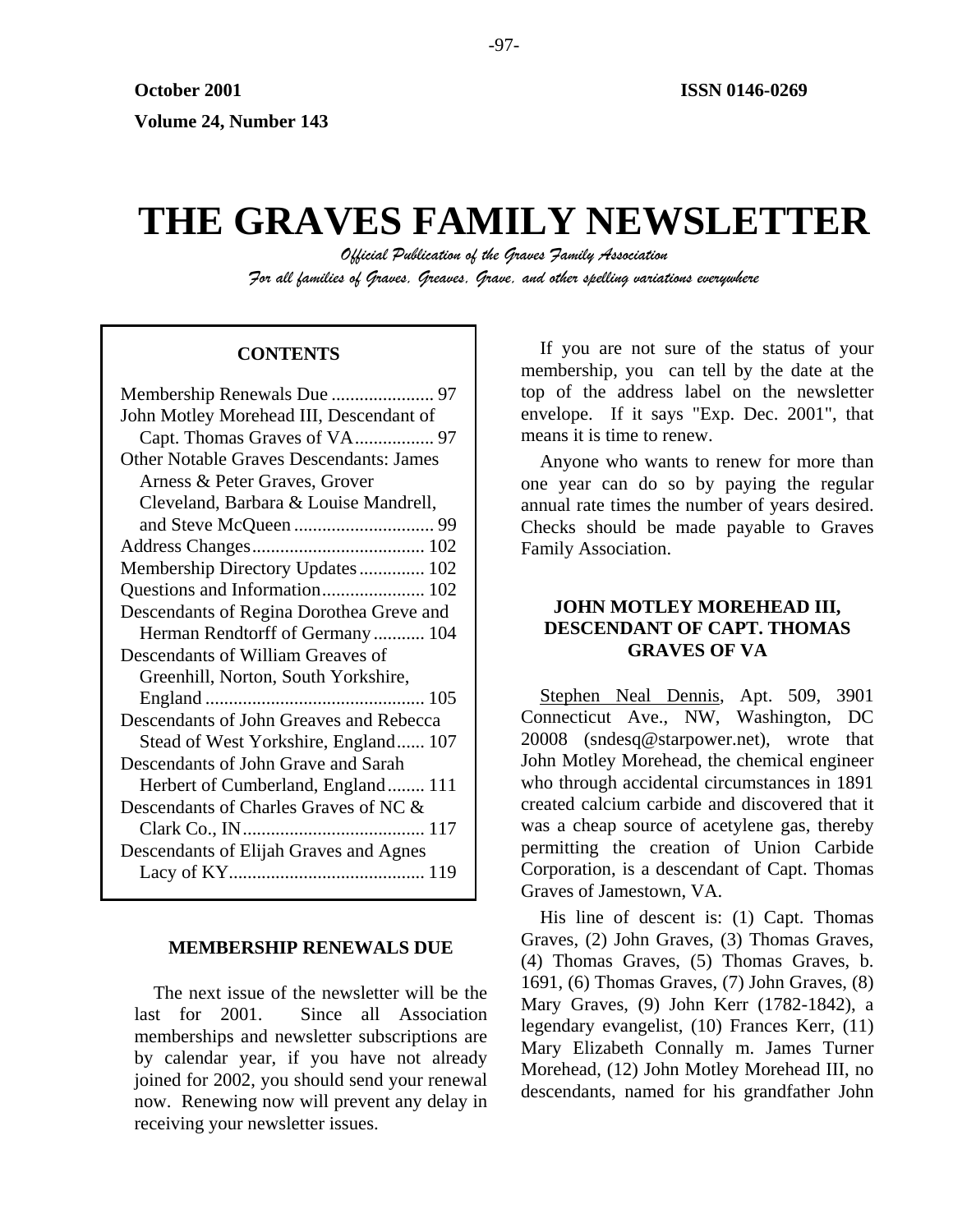October 2001 ISSN 0146-0269

Volume 24, Number 143

# THE GRAVES FAMILY NEWSLETTER

*Official Publication of the Graves Family Association*

*For all families of Graves, Greaves, Grave, and other spelling variations everywhere*

**CONTENTS**

Membership Renewals Due ...................... 97
John Motley Morehead III, Descendant of Capt. Thomas Graves of VA................. 97
Other Notable Graves Descendants: James Arness & Peter Graves, Grover Cleveland, Barbara & Louise Mandrell, and Steve McQueen .............................. 99
Address Changes..................................... 102
Membership Directory Updates............. 102
Questions and Information...................... 102
Descendants of Regina Dorothea Greve and Herman Rendtorff of Germany........... 104
Descendants of William Greaves of Greenhill, Norton, South Yorkshire, England .............................................. 105
Descendants of John Greaves and Rebecca Stead of West Yorkshire, England...... 107
Descendants of John Grave and Sarah Herbert of Cumberland, England........ 111
Descendants of Charles Graves of NC & Clark Co., IN....................................... 117
Descendants of Elijah Graves and Agnes Lacy of KY.......................................... 119

## MEMBERSHIP RENEWALS DUE

The next issue of the newsletter will be the last for 2001. Since all Association memberships and newsletter subscriptions are by calendar year, if you have not already joined for 2002, you should send your renewal now. Renewing now will prevent any delay in receiving your newsletter issues.

If you are not sure of the status of your membership, you can tell by the date at the top of the address label on the newsletter envelope. If it says "Exp. Dec. 2001", that means it is time to renew.

Anyone who wants to renew for more than one year can do so by paying the regular annual rate times the number of years desired. Checks should be made payable to Graves Family Association.

## JOHN MOTLEY MOREHEAD III, DESCENDANT OF CAPT. THOMAS GRAVES OF VA

Stephen Neal Dennis, Apt. 509, 3901 Connecticut Ave., NW, Washington, DC 20008 (sndesq@starpower.net), wrote that John Motley Morehead, the chemical engineer who through accidental circumstances in 1891 created calcium carbide and discovered that it was a cheap source of acetylene gas, thereby permitting the creation of Union Carbide Corporation, is a descendant of Capt. Thomas Graves of Jamestown, VA.

His line of descent is: (1) Capt. Thomas Graves, (2) John Graves, (3) Thomas Graves, (4) Thomas Graves, (5) Thomas Graves, b. 1691, (6) Thomas Graves, (7) John Graves, (8) Mary Graves, (9) John Kerr (1782-1842), a legendary evangelist, (10) Frances Kerr, (11) Mary Elizabeth Connally m. James Turner Morehead, (12) John Motley Morehead III, no descendants, named for his grandfather John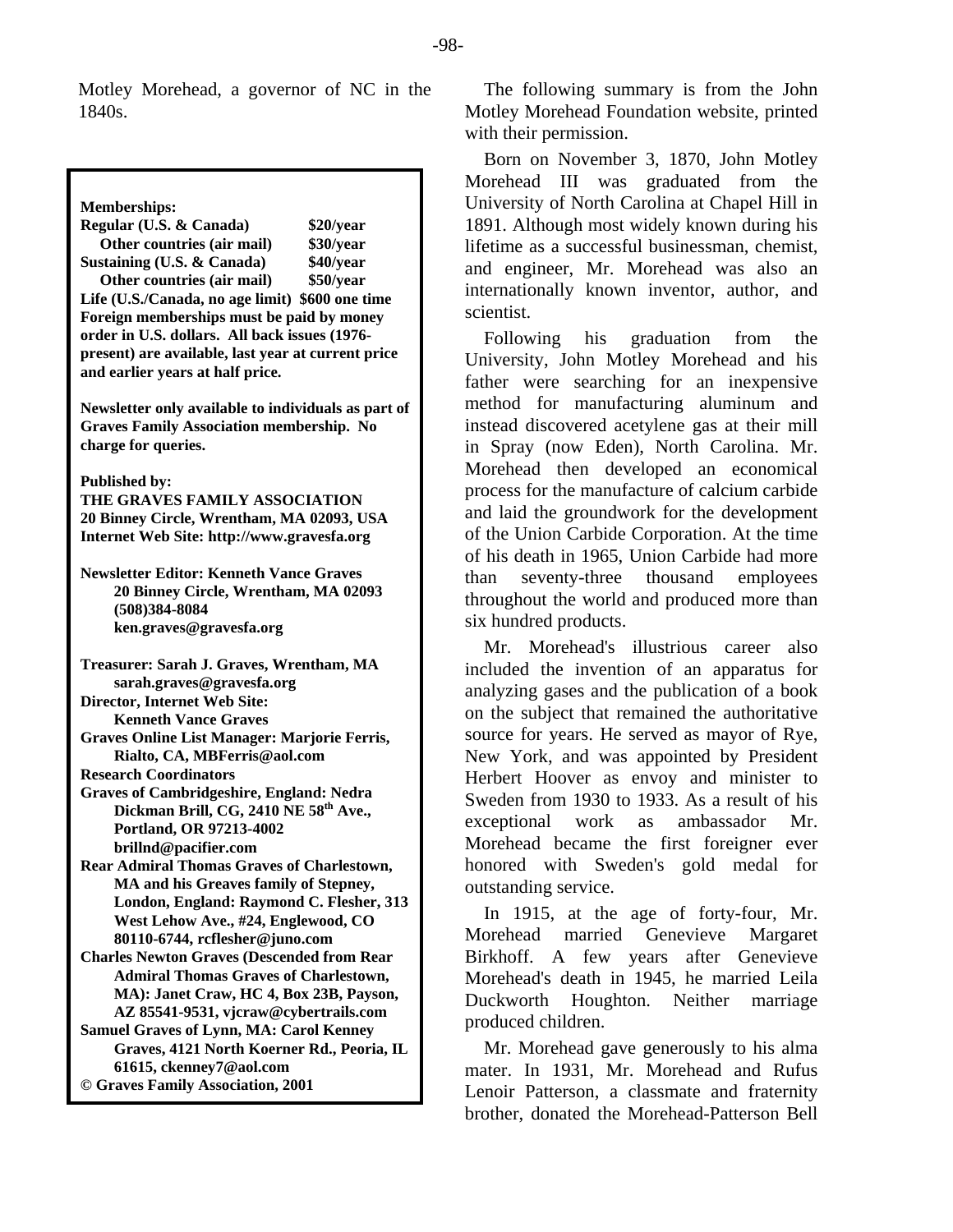Motley Morehead, a governor of NC in the 1840s.

**Memberships:**

| | |
|---|---|
| **Regular (U.S. & Canada)** | **$20/year** |
| **Other countries (air mail)** | **$30/year** |
| **Sustaining (U.S. & Canada)** | **$40/year** |
| **Other countries (air mail)** | **$50/year** |

**Life (U.S./Canada, no age limit) $600 one time**
**Foreign memberships must be paid by money order in U.S. dollars. All back issues (1976-present) are available, last year at current price and earlier years at half price.**

**Newsletter only available to individuals as part of Graves Family Association membership. No charge for queries.**

**Published by:**
**THE GRAVES FAMILY ASSOCIATION**
**20 Binney Circle, Wrentham, MA 02093, USA**
**Internet Web Site: http://www.gravesfa.org**

**Newsletter Editor: Kenneth Vance Graves**
**20 Binney Circle, Wrentham, MA 02093**
**(508)384-8084**
**ken.graves@gravesfa.org**

**Treasurer: Sarah J. Graves, Wrentham, MA**
**sarah.graves@gravesfa.org**
**Director, Internet Web Site:**
**Kenneth Vance Graves**
**Graves Online List Manager: Marjorie Ferris, Rialto, CA, MBFerris@aol.com**
**Research Coordinators**
**Graves of Cambridgeshire, England: Nedra Dickman Brill, CG, 2410 NE 58th Ave., Portland, OR 97213-4002**
**brillnd@pacifier.com**
**Rear Admiral Thomas Graves of Charlestown, MA and his Greaves family of Stepney, London, England: Raymond C. Flesher, 313 West Lehow Ave., #24, Englewood, CO 80110-6744, rcflesher@juno.com**
**Charles Newton Graves (Descended from Rear Admiral Thomas Graves of Charlestown, MA): Janet Craw, HC 4, Box 23B, Payson, AZ 85541-9531, vjcraw@cybertrails.com**
**Samuel Graves of Lynn, MA: Carol Kenney Graves, 4121 North Koerner Rd., Peoria, IL 61615, ckenney7@aol.com**
**© Graves Family Association, 2001**

The following summary is from the John Motley Morehead Foundation website, printed with their permission.

Born on November 3, 1870, John Motley Morehead III was graduated from the University of North Carolina at Chapel Hill in 1891. Although most widely known during his lifetime as a successful businessman, chemist, and engineer, Mr. Morehead was also an internationally known inventor, author, and scientist.

Following his graduation from the University, John Motley Morehead and his father were searching for an inexpensive method for manufacturing aluminum and instead discovered acetylene gas at their mill in Spray (now Eden), North Carolina. Mr. Morehead then developed an economical process for the manufacture of calcium carbide and laid the groundwork for the development of the Union Carbide Corporation. At the time of his death in 1965, Union Carbide had more than seventy-three thousand employees throughout the world and produced more than six hundred products.

Mr. Morehead's illustrious career also included the invention of an apparatus for analyzing gases and the publication of a book on the subject that remained the authoritative source for years. He served as mayor of Rye, New York, and was appointed by President Herbert Hoover as envoy and minister to Sweden from 1930 to 1933. As a result of his exceptional work as ambassador Mr. Morehead became the first foreigner ever honored with Sweden's gold medal for outstanding service.

In 1915, at the age of forty-four, Mr. Morehead married Genevieve Margaret Birkhoff. A few years after Genevieve Morehead's death in 1945, he married Leila Duckworth Houghton. Neither marriage produced children.

Mr. Morehead gave generously to his alma mater. In 1931, Mr. Morehead and Rufus Lenoir Patterson, a classmate and fraternity brother, donated the Morehead-Patterson Bell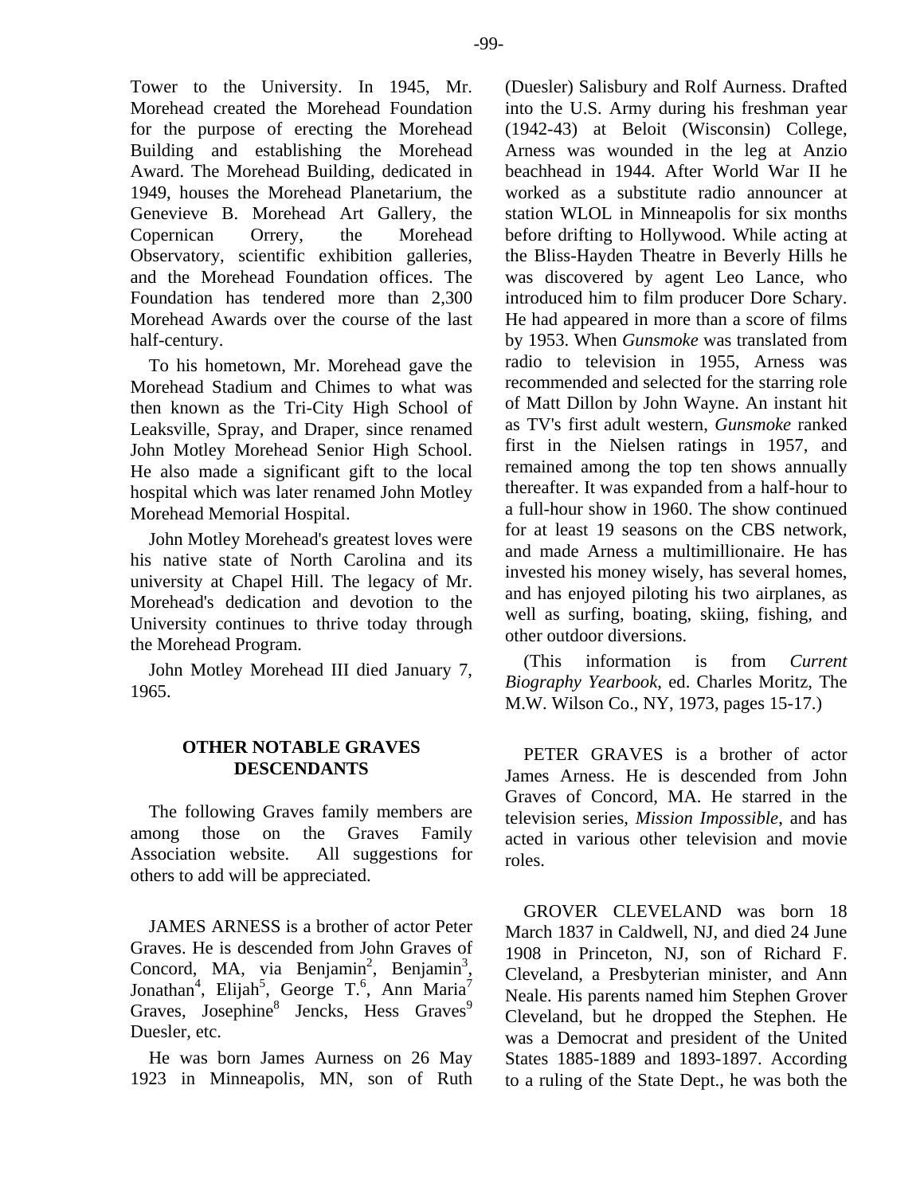Tower to the University. In 1945, Mr. Morehead created the Morehead Foundation for the purpose of erecting the Morehead Building and establishing the Morehead Award. The Morehead Building, dedicated in 1949, houses the Morehead Planetarium, the Genevieve B. Morehead Art Gallery, the Copernican Orrery, the Morehead Observatory, scientific exhibition galleries, and the Morehead Foundation offices. The Foundation has tendered more than 2,300 Morehead Awards over the course of the last half-century.

To his hometown, Mr. Morehead gave the Morehead Stadium and Chimes to what was then known as the Tri-City High School of Leaksville, Spray, and Draper, since renamed John Motley Morehead Senior High School. He also made a significant gift to the local hospital which was later renamed John Motley Morehead Memorial Hospital.

John Motley Morehead's greatest loves were his native state of North Carolina and its university at Chapel Hill. The legacy of Mr. Morehead's dedication and devotion to the University continues to thrive today through the Morehead Program.

John Motley Morehead III died January 7, 1965.

## OTHER NOTABLE GRAVES DESCENDANTS

The following Graves family members are among those on the Graves Family Association website. All suggestions for others to add will be appreciated.

JAMES ARNESS is a brother of actor Peter Graves. He is descended from John Graves of Concord, MA, via Benjamin[2], Benjamin[3], Jonathan[4], Elijah[5], George T.[6], Ann Maria[7] Graves, Josephine[8] Jencks, Hess Graves[9] Duesler, etc.

He was born James Aurness on 26 May 1923 in Minneapolis, MN, son of Ruth (Duesler) Salisbury and Rolf Aurness. Drafted into the U.S. Army during his freshman year (1942-43) at Beloit (Wisconsin) College, Arness was wounded in the leg at Anzio beachhead in 1944. After World War II he worked as a substitute radio announcer at station WLOL in Minneapolis for six months before drifting to Hollywood. While acting at the Bliss-Hayden Theatre in Beverly Hills he was discovered by agent Leo Lance, who introduced him to film producer Dore Schary. He had appeared in more than a score of films by 1953. When *Gunsmoke* was translated from radio to television in 1955, Arness was recommended and selected for the starring role of Matt Dillon by John Wayne. An instant hit as TV's first adult western, *Gunsmoke* ranked first in the Nielsen ratings in 1957, and remained among the top ten shows annually thereafter. It was expanded from a half-hour to a full-hour show in 1960. The show continued for at least 19 seasons on the CBS network, and made Arness a multimillionaire. He has invested his money wisely, has several homes, and has enjoyed piloting his two airplanes, as well as surfing, boating, skiing, fishing, and other outdoor diversions.

(This information is from *Current Biography Yearbook*, ed. Charles Moritz, The M.W. Wilson Co., NY, 1973, pages 15-17.)

PETER GRAVES is a brother of actor James Arness. He is descended from John Graves of Concord, MA. He starred in the television series, *Mission Impossible*, and has acted in various other television and movie roles.

GROVER CLEVELAND was born 18 March 1837 in Caldwell, NJ, and died 24 June 1908 in Princeton, NJ, son of Richard F. Cleveland, a Presbyterian minister, and Ann Neale. His parents named him Stephen Grover Cleveland, but he dropped the Stephen. He was a Democrat and president of the United States 1885-1889 and 1893-1897. According to a ruling of the State Dept., he was both the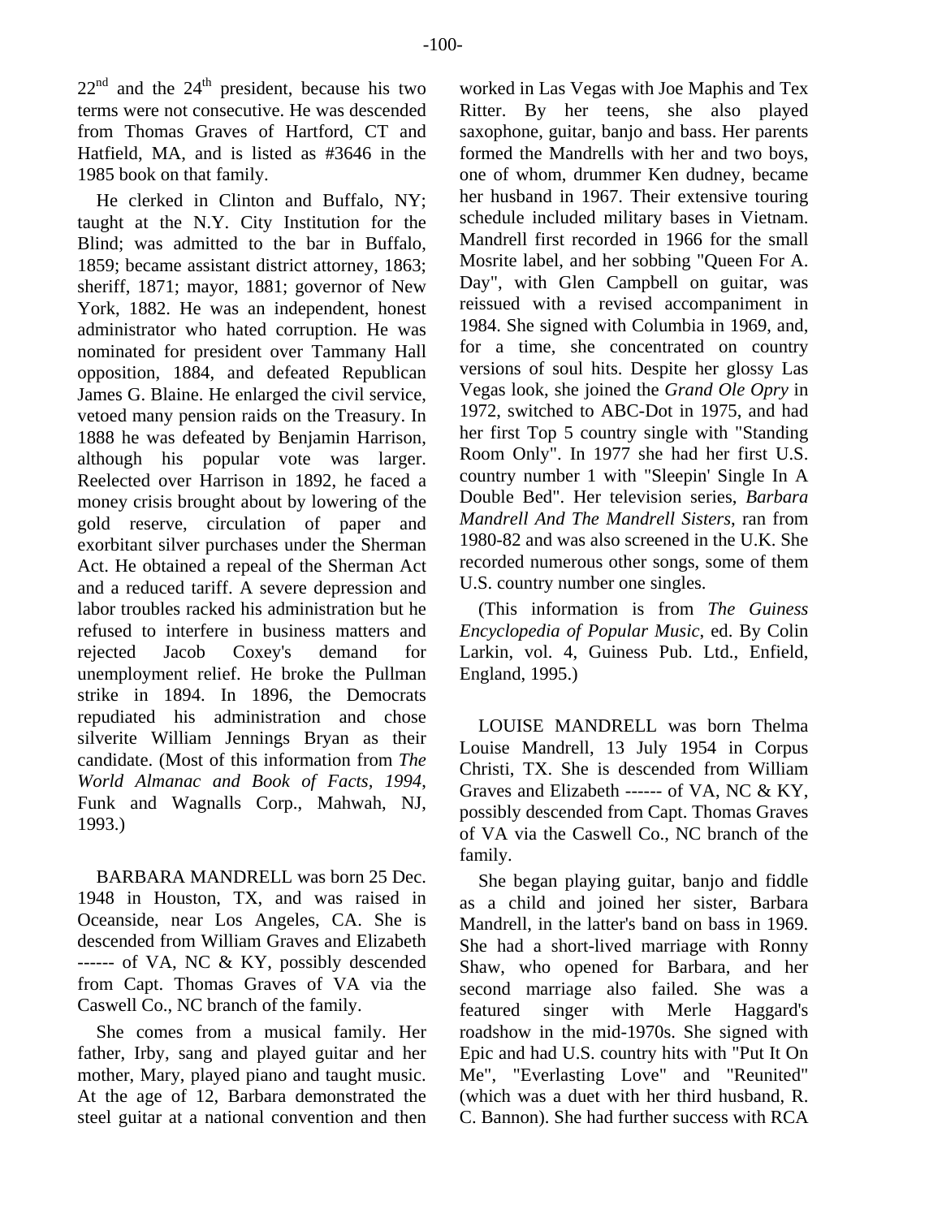22nd and the 24th president, because his two terms were not consecutive. He was descended from Thomas Graves of Hartford, CT and Hatfield, MA, and is listed as #3646 in the 1985 book on that family.

He clerked in Clinton and Buffalo, NY; taught at the N.Y. City Institution for the Blind; was admitted to the bar in Buffalo, 1859; became assistant district attorney, 1863; sheriff, 1871; mayor, 1881; governor of New York, 1882. He was an independent, honest administrator who hated corruption. He was nominated for president over Tammany Hall opposition, 1884, and defeated Republican James G. Blaine. He enlarged the civil service, vetoed many pension raids on the Treasury. In 1888 he was defeated by Benjamin Harrison, although his popular vote was larger. Reelected over Harrison in 1892, he faced a money crisis brought about by lowering of the gold reserve, circulation of paper and exorbitant silver purchases under the Sherman Act. He obtained a repeal of the Sherman Act and a reduced tariff. A severe depression and labor troubles racked his administration but he refused to interfere in business matters and rejected Jacob Coxey's demand for unemployment relief. He broke the Pullman strike in 1894. In 1896, the Democrats repudiated his administration and chose silverite William Jennings Bryan as their candidate. (Most of this information from *The World Almanac and Book of Facts, 1994*, Funk and Wagnalls Corp., Mahwah, NJ, 1993.)

BARBARA MANDRELL was born 25 Dec. 1948 in Houston, TX, and was raised in Oceanside, near Los Angeles, CA. She is descended from William Graves and Elizabeth ------ of VA, NC & KY, possibly descended from Capt. Thomas Graves of VA via the Caswell Co., NC branch of the family.

She comes from a musical family. Her father, Irby, sang and played guitar and her mother, Mary, played piano and taught music. At the age of 12, Barbara demonstrated the steel guitar at a national convention and then worked in Las Vegas with Joe Maphis and Tex Ritter. By her teens, she also played saxophone, guitar, banjo and bass. Her parents formed the Mandrells with her and two boys, one of whom, drummer Ken dudney, became her husband in 1967. Their extensive touring schedule included military bases in Vietnam. Mandrell first recorded in 1966 for the small Mosrite label, and her sobbing "Queen For A. Day", with Glen Campbell on guitar, was reissued with a revised accompaniment in 1984. She signed with Columbia in 1969, and, for a time, she concentrated on country versions of soul hits. Despite her glossy Las Vegas look, she joined the *Grand Ole Opry* in 1972, switched to ABC-Dot in 1975, and had her first Top 5 country single with "Standing Room Only". In 1977 she had her first U.S. country number 1 with "Sleepin' Single In A Double Bed". Her television series, *Barbara Mandrell And The Mandrell Sisters*, ran from 1980-82 and was also screened in the U.K. She recorded numerous other songs, some of them U.S. country number one singles.

(This information is from *The Guiness Encyclopedia of Popular Music*, ed. By Colin Larkin, vol. 4, Guiness Pub. Ltd., Enfield, England, 1995.)

LOUISE MANDRELL was born Thelma Louise Mandrell, 13 July 1954 in Corpus Christi, TX. She is descended from William Graves and Elizabeth ------ of VA, NC & KY, possibly descended from Capt. Thomas Graves of VA via the Caswell Co., NC branch of the family.

She began playing guitar, banjo and fiddle as a child and joined her sister, Barbara Mandrell, in the latter's band on bass in 1969. She had a short-lived marriage with Ronny Shaw, who opened for Barbara, and her second marriage also failed. She was a featured singer with Merle Haggard's roadshow in the mid-1970s. She signed with Epic and had U.S. country hits with "Put It On Me", "Everlasting Love" and "Reunited" (which was a duet with her third husband, R. C. Bannon). She had further success with RCA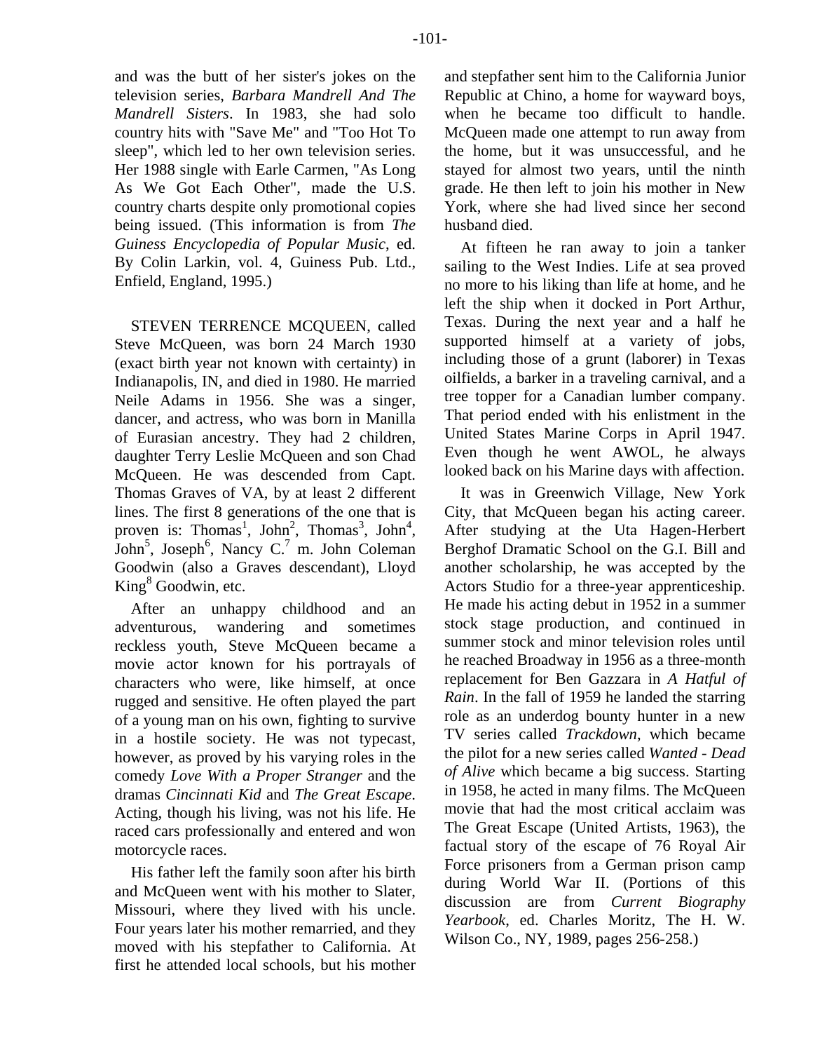and was the butt of her sister's jokes on the television series, *Barbara Mandrell And The Mandrell Sisters*. In 1983, she had solo country hits with "Save Me" and "Too Hot To sleep", which led to her own television series. Her 1988 single with Earle Carmen, "As Long As We Got Each Other", made the U.S. country charts despite only promotional copies being issued. (This information is from *The Guiness Encyclopedia of Popular Music*, ed. By Colin Larkin, vol. 4, Guiness Pub. Ltd., Enfield, England, 1995.)

STEVEN TERRENCE MCQUEEN, called Steve McQueen, was born 24 March 1930 (exact birth year not known with certainty) in Indianapolis, IN, and died in 1980. He married Neile Adams in 1956. She was a singer, dancer, and actress, who was born in Manilla of Eurasian ancestry. They had 2 children, daughter Terry Leslie McQueen and son Chad McQueen. He was descended from Capt. Thomas Graves of VA, by at least 2 different lines. The first 8 generations of the one that is proven is: Thomas[1], John[2], Thomas[3], John[4], John[5], Joseph[6], Nancy C.[7] m. John Coleman Goodwin (also a Graves descendant), Lloyd King[8] Goodwin, etc.

After an unhappy childhood and an adventurous, wandering and sometimes reckless youth, Steve McQueen became a movie actor known for his portrayals of characters who were, like himself, at once rugged and sensitive. He often played the part of a young man on his own, fighting to survive in a hostile society. He was not typecast, however, as proved by his varying roles in the comedy *Love With a Proper Stranger* and the dramas *Cincinnati Kid* and *The Great Escape*. Acting, though his living, was not his life. He raced cars professionally and entered and won motorcycle races.

His father left the family soon after his birth and McQueen went with his mother to Slater, Missouri, where they lived with his uncle. Four years later his mother remarried, and they moved with his stepfather to California. At first he attended local schools, but his mother and stepfather sent him to the California Junior Republic at Chino, a home for wayward boys, when he became too difficult to handle. McQueen made one attempt to run away from the home, but it was unsuccessful, and he stayed for almost two years, until the ninth grade. He then left to join his mother in New York, where she had lived since her second husband died.

At fifteen he ran away to join a tanker sailing to the West Indies. Life at sea proved no more to his liking than life at home, and he left the ship when it docked in Port Arthur, Texas. During the next year and a half he supported himself at a variety of jobs, including those of a grunt (laborer) in Texas oilfields, a barker in a traveling carnival, and a tree topper for a Canadian lumber company. That period ended with his enlistment in the United States Marine Corps in April 1947. Even though he went AWOL, he always looked back on his Marine days with affection.

It was in Greenwich Village, New York City, that McQueen began his acting career. After studying at the Uta Hagen-Herbert Berghof Dramatic School on the G.I. Bill and another scholarship, he was accepted by the Actors Studio for a three-year apprenticeship. He made his acting debut in 1952 in a summer stock stage production, and continued in summer stock and minor television roles until he reached Broadway in 1956 as a three-month replacement for Ben Gazzara in *A Hatful of Rain*. In the fall of 1959 he landed the starring role as an underdog bounty hunter in a new TV series called *Trackdown*, which became the pilot for a new series called *Wanted - Dead of Alive* which became a big success. Starting in 1958, he acted in many films. The McQueen movie that had the most critical acclaim was The Great Escape (United Artists, 1963), the factual story of the escape of 76 Royal Air Force prisoners from a German prison camp during World War II. (Portions of this discussion are from *Current Biography Yearbook*, ed. Charles Moritz, The H. W. Wilson Co., NY, 1989, pages 256-258.)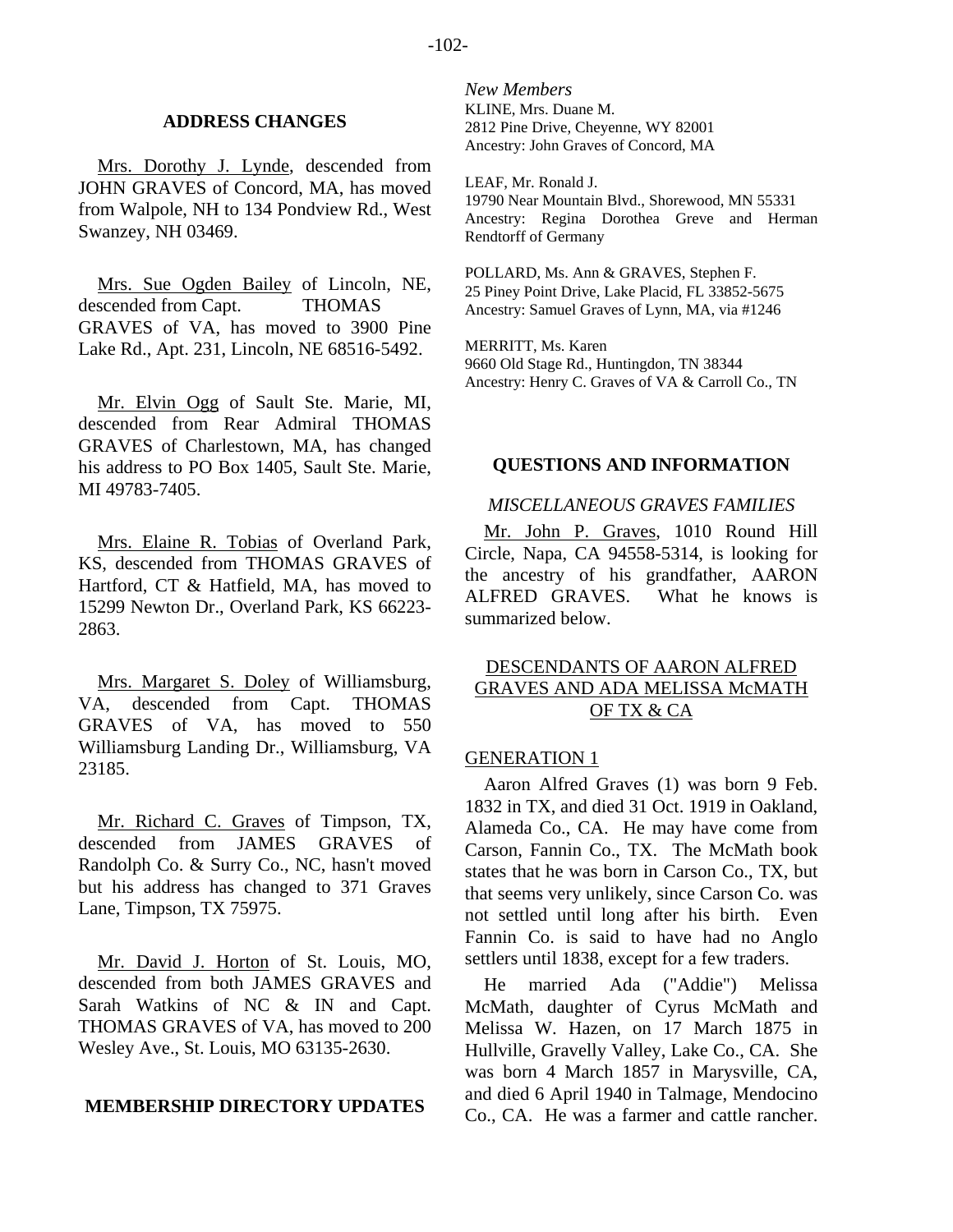## ADDRESS CHANGES

Mrs. Dorothy J. Lynde, descended from JOHN GRAVES of Concord, MA, has moved from Walpole, NH to 134 Pondview Rd., West Swanzey, NH 03469.

Mrs. Sue Ogden Bailey of Lincoln, NE, descended from Capt. THOMAS GRAVES of VA, has moved to 3900 Pine Lake Rd., Apt. 231, Lincoln, NE 68516-5492.

Mr. Elvin Ogg of Sault Ste. Marie, MI, descended from Rear Admiral THOMAS GRAVES of Charlestown, MA, has changed his address to PO Box 1405, Sault Ste. Marie, MI 49783-7405.

Mrs. Elaine R. Tobias of Overland Park, KS, descended from THOMAS GRAVES of Hartford, CT & Hatfield, MA, has moved to 15299 Newton Dr., Overland Park, KS 66223-2863.

Mrs. Margaret S. Doley of Williamsburg, VA, descended from Capt. THOMAS GRAVES of VA, has moved to 550 Williamsburg Landing Dr., Williamsburg, VA 23185.

Mr. Richard C. Graves of Timpson, TX, descended from JAMES GRAVES of Randolph Co. & Surry Co., NC, hasn't moved but his address has changed to 371 Graves Lane, Timpson, TX 75975.

Mr. David J. Horton of St. Louis, MO, descended from both JAMES GRAVES and Sarah Watkins of NC & IN and Capt. THOMAS GRAVES of VA, has moved to 200 Wesley Ave., St. Louis, MO 63135-2630.

## MEMBERSHIP DIRECTORY UPDATES

*New Members*

KLINE, Mrs. Duane M.
2812 Pine Drive, Cheyenne, WY 82001
Ancestry: John Graves of Concord, MA

LEAF, Mr. Ronald J.
19790 Near Mountain Blvd., Shorewood, MN 55331
Ancestry: Regina Dorothea Greve and Herman Rendtorff of Germany

POLLARD, Ms. Ann & GRAVES, Stephen F.
25 Piney Point Drive, Lake Placid, FL 33852-5675
Ancestry: Samuel Graves of Lynn, MA, via #1246

MERRITT, Ms. Karen
9660 Old Stage Rd., Huntingdon, TN 38344
Ancestry: Henry C. Graves of VA & Carroll Co., TN

## QUESTIONS AND INFORMATION

### *MISCELLANEOUS GRAVES FAMILIES*

Mr. John P. Graves, 1010 Round Hill Circle, Napa, CA 94558-5314, is looking for the ancestry of his grandfather, AARON ALFRED GRAVES. What he knows is summarized below.

### DESCENDANTS OF AARON ALFRED GRAVES AND ADA MELISSA McMATH OF TX & CA

GENERATION 1

Aaron Alfred Graves (1) was born 9 Feb. 1832 in TX, and died 31 Oct. 1919 in Oakland, Alameda Co., CA. He may have come from Carson, Fannin Co., TX. The McMath book states that he was born in Carson Co., TX, but that seems very unlikely, since Carson Co. was not settled until long after his birth. Even Fannin Co. is said to have had no Anglo settlers until 1838, except for a few traders.

He married Ada ("Addie") Melissa McMath, daughter of Cyrus McMath and Melissa W. Hazen, on 17 March 1875 in Hullville, Gravelly Valley, Lake Co., CA. She was born 4 March 1857 in Marysville, CA, and died 6 April 1940 in Talmage, Mendocino Co., CA. He was a farmer and cattle rancher.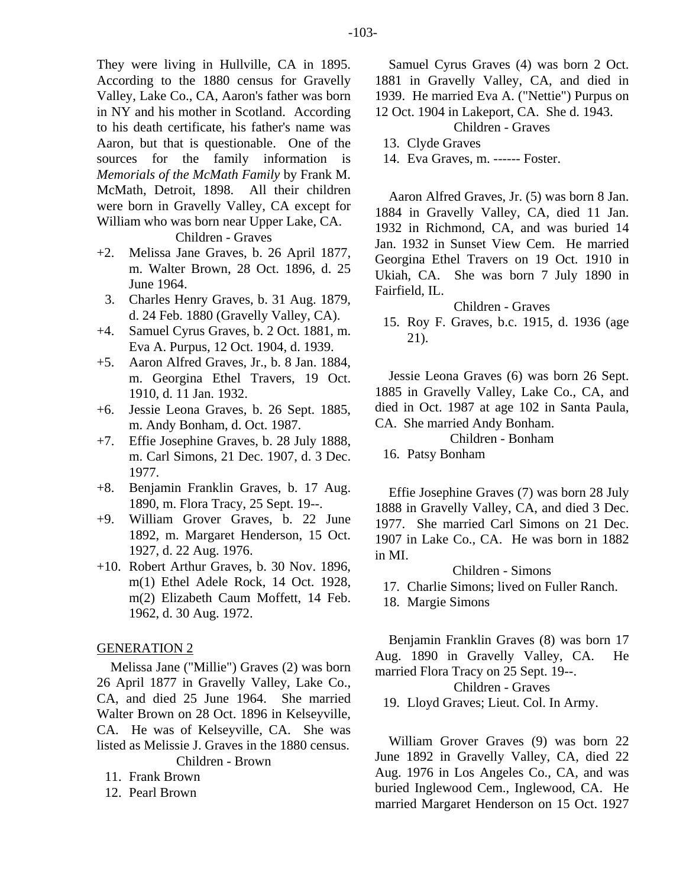They were living in Hullville, CA in 1895. According to the 1880 census for Gravelly Valley, Lake Co., CA, Aaron's father was born in NY and his mother in Scotland. According to his death certificate, his father's name was Aaron, but that is questionable. One of the sources for the family information is *Memorials of the McMath Family* by Frank M. McMath, Detroit, 1898. All their children were born in Gravelly Valley, CA except for William who was born near Upper Lake, CA.

Children - Graves

+2. Melissa Jane Graves, b. 26 April 1877, m. Walter Brown, 28 Oct. 1896, d. 25 June 1964.
3. Charles Henry Graves, b. 31 Aug. 1879, d. 24 Feb. 1880 (Gravelly Valley, CA).
+4. Samuel Cyrus Graves, b. 2 Oct. 1881, m. Eva A. Purpus, 12 Oct. 1904, d. 1939.
+5. Aaron Alfred Graves, Jr., b. 8 Jan. 1884, m. Georgina Ethel Travers, 19 Oct. 1910, d. 11 Jan. 1932.
+6. Jessie Leona Graves, b. 26 Sept. 1885, m. Andy Bonham, d. Oct. 1987.
+7. Effie Josephine Graves, b. 28 July 1888, m. Carl Simons, 21 Dec. 1907, d. 3 Dec. 1977.
+8. Benjamin Franklin Graves, b. 17 Aug. 1890, m. Flora Tracy, 25 Sept. 19--.
+9. William Grover Graves, b. 22 June 1892, m. Margaret Henderson, 15 Oct. 1927, d. 22 Aug. 1976.
+10. Robert Arthur Graves, b. 30 Nov. 1896, m(1) Ethel Adele Rock, 14 Oct. 1928, m(2) Elizabeth Caum Moffett, 14 Feb. 1962, d. 30 Aug. 1972.

## GENERATION 2

Melissa Jane ("Millie") Graves (2) was born 26 April 1877 in Gravelly Valley, Lake Co., CA, and died 25 June 1964. She married Walter Brown on 28 Oct. 1896 in Kelseyville, CA. He was of Kelseyville, CA. She was listed as Melissie J. Graves in the 1880 census.

Children - Brown

11. Frank Brown
12. Pearl Brown

Samuel Cyrus Graves (4) was born 2 Oct. 1881 in Gravelly Valley, CA, and died in 1939. He married Eva A. ("Nettie") Purpus on 12 Oct. 1904 in Lakeport, CA. She d. 1943.

Children - Graves

13. Clyde Graves
14. Eva Graves, m. ------ Foster.

Aaron Alfred Graves, Jr. (5) was born 8 Jan. 1884 in Gravelly Valley, CA, died 11 Jan. 1932 in Richmond, CA, and was buried 14 Jan. 1932 in Sunset View Cem. He married Georgina Ethel Travers on 19 Oct. 1910 in Ukiah, CA. She was born 7 July 1890 in Fairfield, IL.

Children - Graves

15. Roy F. Graves, b.c. 1915, d. 1936 (age 21).

Jessie Leona Graves (6) was born 26 Sept. 1885 in Gravelly Valley, Lake Co., CA, and died in Oct. 1987 at age 102 in Santa Paula, CA. She married Andy Bonham.

Children - Bonham

16. Patsy Bonham

Effie Josephine Graves (7) was born 28 July 1888 in Gravelly Valley, CA, and died 3 Dec. 1977. She married Carl Simons on 21 Dec. 1907 in Lake Co., CA. He was born in 1882 in MI.

Children - Simons

17. Charlie Simons; lived on Fuller Ranch.
18. Margie Simons

Benjamin Franklin Graves (8) was born 17 Aug. 1890 in Gravelly Valley, CA. He married Flora Tracy on 25 Sept. 19--.

Children - Graves

19. Lloyd Graves; Lieut. Col. In Army.

William Grover Graves (9) was born 22 June 1892 in Gravelly Valley, CA, died 22 Aug. 1976 in Los Angeles Co., CA, and was buried Inglewood Cem., Inglewood, CA. He married Margaret Henderson on 15 Oct. 1927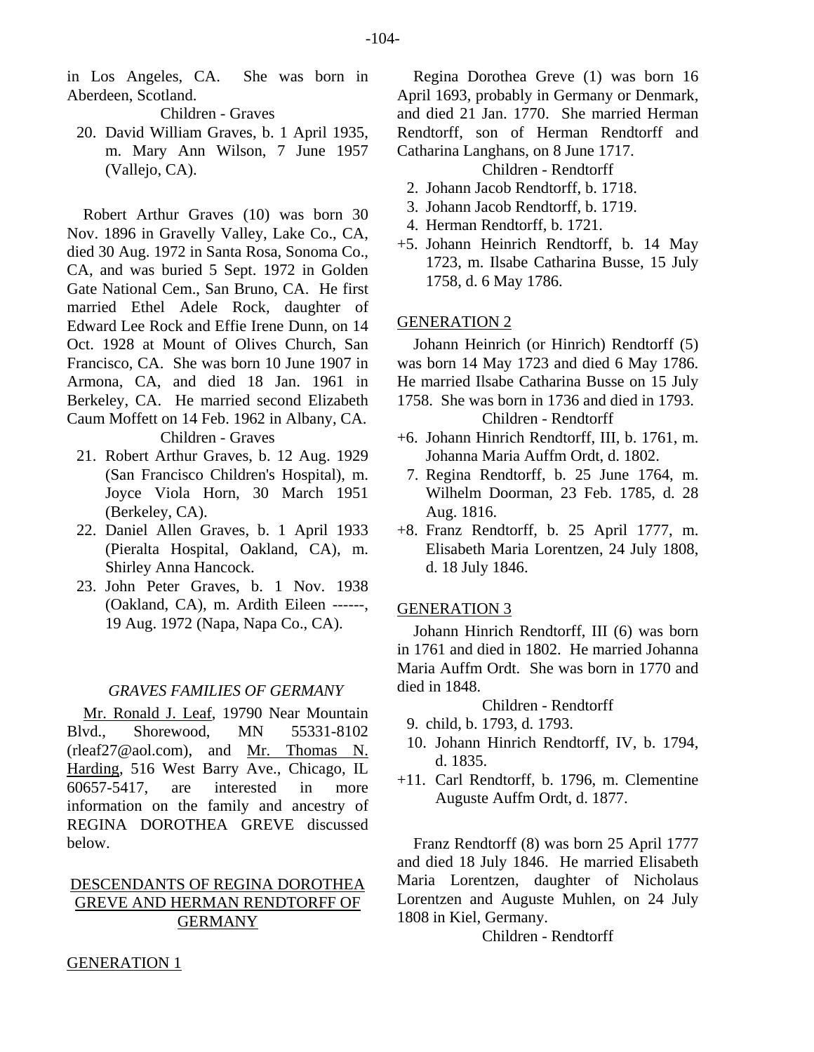in Los Angeles, CA. She was born in Aberdeen, Scotland.

Children - Graves

20. David William Graves, b. 1 April 1935, m. Mary Ann Wilson, 7 June 1957 (Vallejo, CA).

Robert Arthur Graves (10) was born 30 Nov. 1896 in Gravelly Valley, Lake Co., CA, died 30 Aug. 1972 in Santa Rosa, Sonoma Co., CA, and was buried 5 Sept. 1972 in Golden Gate National Cem., San Bruno, CA. He first married Ethel Adele Rock, daughter of Edward Lee Rock and Effie Irene Dunn, on 14 Oct. 1928 at Mount of Olives Church, San Francisco, CA. She was born 10 June 1907 in Armona, CA, and died 18 Jan. 1961 in Berkeley, CA. He married second Elizabeth Caum Moffett on 14 Feb. 1962 in Albany, CA.

Children - Graves

21. Robert Arthur Graves, b. 12 Aug. 1929 (San Francisco Children's Hospital), m. Joyce Viola Horn, 30 March 1951 (Berkeley, CA).
22. Daniel Allen Graves, b. 1 April 1933 (Pieralta Hospital, Oakland, CA), m. Shirley Anna Hancock.
23. John Peter Graves, b. 1 Nov. 1938 (Oakland, CA), m. Ardith Eileen ------, 19 Aug. 1972 (Napa, Napa Co., CA).

## *GRAVES FAMILIES OF GERMANY*

Mr. Ronald J. Leaf, 19790 Near Mountain Blvd., Shorewood, MN 55331-8102 (rleaf27@aol.com), and Mr. Thomas N. Harding, 516 West Barry Ave., Chicago, IL 60657-5417, are interested in more information on the family and ancestry of REGINA DOROTHEA GREVE discussed below.

## DESCENDANTS OF REGINA DOROTHEA GREVE AND HERMAN RENDTORFF OF GERMANY

### GENERATION 1

Regina Dorothea Greve (1) was born 16 April 1693, probably in Germany or Denmark, and died 21 Jan. 1770. She married Herman Rendtorff, son of Herman Rendtorff and Catharina Langhans, on 8 June 1717.

Children - Rendtorff

2. Johann Jacob Rendtorff, b. 1718.
3. Johann Jacob Rendtorff, b. 1719.
4. Herman Rendtorff, b. 1721.

+5. Johann Heinrich Rendtorff, b. 14 May 1723, m. Ilsabe Catharina Busse, 15 July 1758, d. 6 May 1786.

### GENERATION 2

Johann Heinrich (or Hinrich) Rendtorff (5) was born 14 May 1723 and died 6 May 1786. He married Ilsabe Catharina Busse on 15 July 1758. She was born in 1736 and died in 1793.

Children - Rendtorff

+6. Johann Hinrich Rendtorff, III, b. 1761, m. Johanna Maria Auffm Ordt, d. 1802.

7. Regina Rendtorff, b. 25 June 1764, m. Wilhelm Doorman, 23 Feb. 1785, d. 28 Aug. 1816.

+8. Franz Rendtorff, b. 25 April 1777, m. Elisabeth Maria Lorentzen, 24 July 1808, d. 18 July 1846.

### GENERATION 3

Johann Hinrich Rendtorff, III (6) was born in 1761 and died in 1802. He married Johanna Maria Auffm Ordt. She was born in 1770 and died in 1848.

Children - Rendtorff

9. child, b. 1793, d. 1793.
10. Johann Hinrich Rendtorff, IV, b. 1794, d. 1835.

+11. Carl Rendtorff, b. 1796, m. Clementine Auguste Auffm Ordt, d. 1877.

Franz Rendtorff (8) was born 25 April 1777 and died 18 July 1846. He married Elisabeth Maria Lorentzen, daughter of Nicholaus Lorentzen and Auguste Muhlen, on 24 July 1808 in Kiel, Germany.

Children - Rendtorff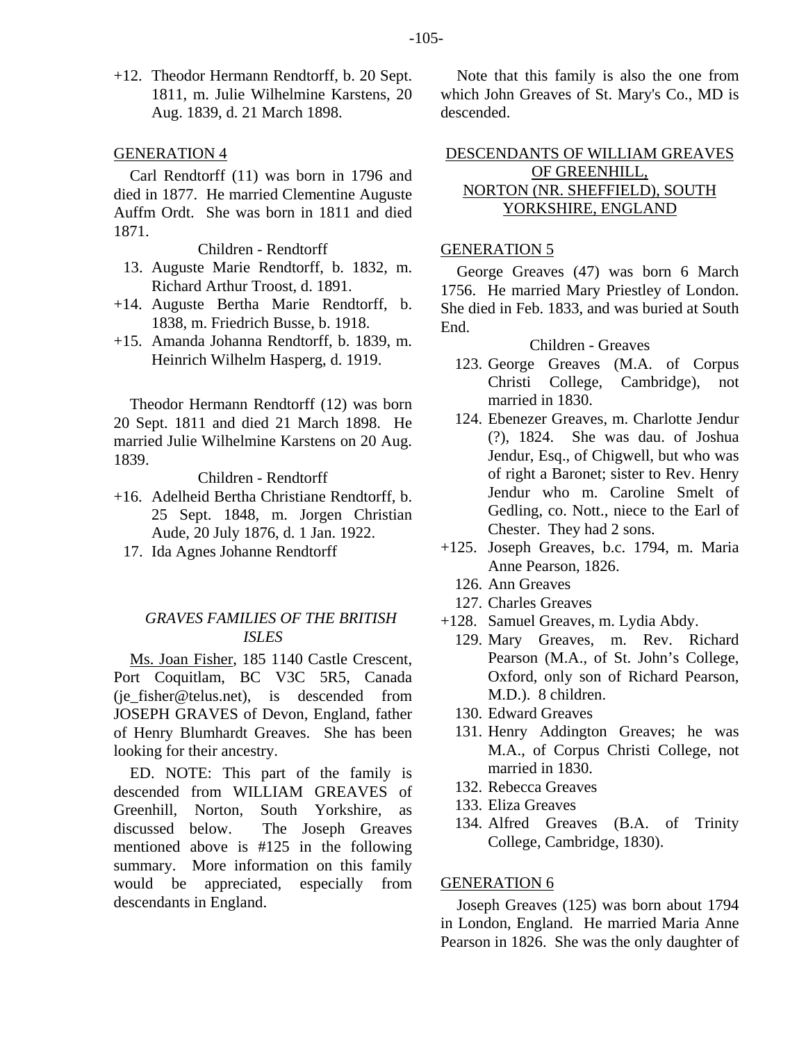+12. Theodor Hermann Rendtorff, b. 20 Sept. 1811, m. Julie Wilhelmine Karstens, 20 Aug. 1839, d. 21 March 1898.

GENERATION 4

Carl Rendtorff (11) was born in 1796 and died in 1877. He married Clementine Auguste Auffm Ordt. She was born in 1811 and died 1871.

Children - Rendtorff

13. Auguste Marie Rendtorff, b. 1832, m. Richard Arthur Troost, d. 1891.
+14. Auguste Bertha Marie Rendtorff, b. 1838, m. Friedrich Busse, b. 1918.
+15. Amanda Johanna Rendtorff, b. 1839, m. Heinrich Wilhelm Hasperg, d. 1919.

Theodor Hermann Rendtorff (12) was born 20 Sept. 1811 and died 21 March 1898. He married Julie Wilhelmine Karstens on 20 Aug. 1839.

Children - Rendtorff

+16. Adelheid Bertha Christiane Rendtorff, b. 25 Sept. 1848, m. Jorgen Christian Aude, 20 July 1876, d. 1 Jan. 1922.
17. Ida Agnes Johanne Rendtorff

## *GRAVES FAMILIES OF THE BRITISH ISLES*

Ms. Joan Fisher, 185 1140 Castle Crescent, Port Coquitlam, BC V3C 5R5, Canada (je_fisher@telus.net), is descended from JOSEPH GRAVES of Devon, England, father of Henry Blumhardt Greaves. She has been looking for their ancestry.

ED. NOTE: This part of the family is descended from WILLIAM GREAVES of Greenhill, Norton, South Yorkshire, as discussed below. The Joseph Greaves mentioned above is #125 in the following summary. More information on this family would be appreciated, especially from descendants in England.

Note that this family is also the one from which John Greaves of St. Mary's Co., MD is descended.

DESCENDANTS OF WILLIAM GREAVES OF GREENHILL, NORTON (NR. SHEFFIELD), SOUTH YORKSHIRE, ENGLAND

GENERATION 5

George Greaves (47) was born 6 March 1756. He married Mary Priestley of London. She died in Feb. 1833, and was buried at South End.

Children - Greaves

123. George Greaves (M.A. of Corpus Christi College, Cambridge), not married in 1830.
124. Ebenezer Greaves, m. Charlotte Jendur (?), 1824. She was dau. of Joshua Jendur, Esq., of Chigwell, but who was of right a Baronet; sister to Rev. Henry Jendur who m. Caroline Smelt of Gedling, co. Nott., niece to the Earl of Chester. They had 2 sons.
+125. Joseph Greaves, b.c. 1794, m. Maria Anne Pearson, 1826.
126. Ann Greaves
127. Charles Greaves
+128. Samuel Greaves, m. Lydia Abdy.
129. Mary Greaves, m. Rev. Richard Pearson (M.A., of St. John's College, Oxford, only son of Richard Pearson, M.D.). 8 children.
130. Edward Greaves
131. Henry Addington Greaves; he was M.A., of Corpus Christi College, not married in 1830.
132. Rebecca Greaves
133. Eliza Greaves
134. Alfred Greaves (B.A. of Trinity College, Cambridge, 1830).

GENERATION 6

Joseph Greaves (125) was born about 1794 in London, England. He married Maria Anne Pearson in 1826. She was the only daughter of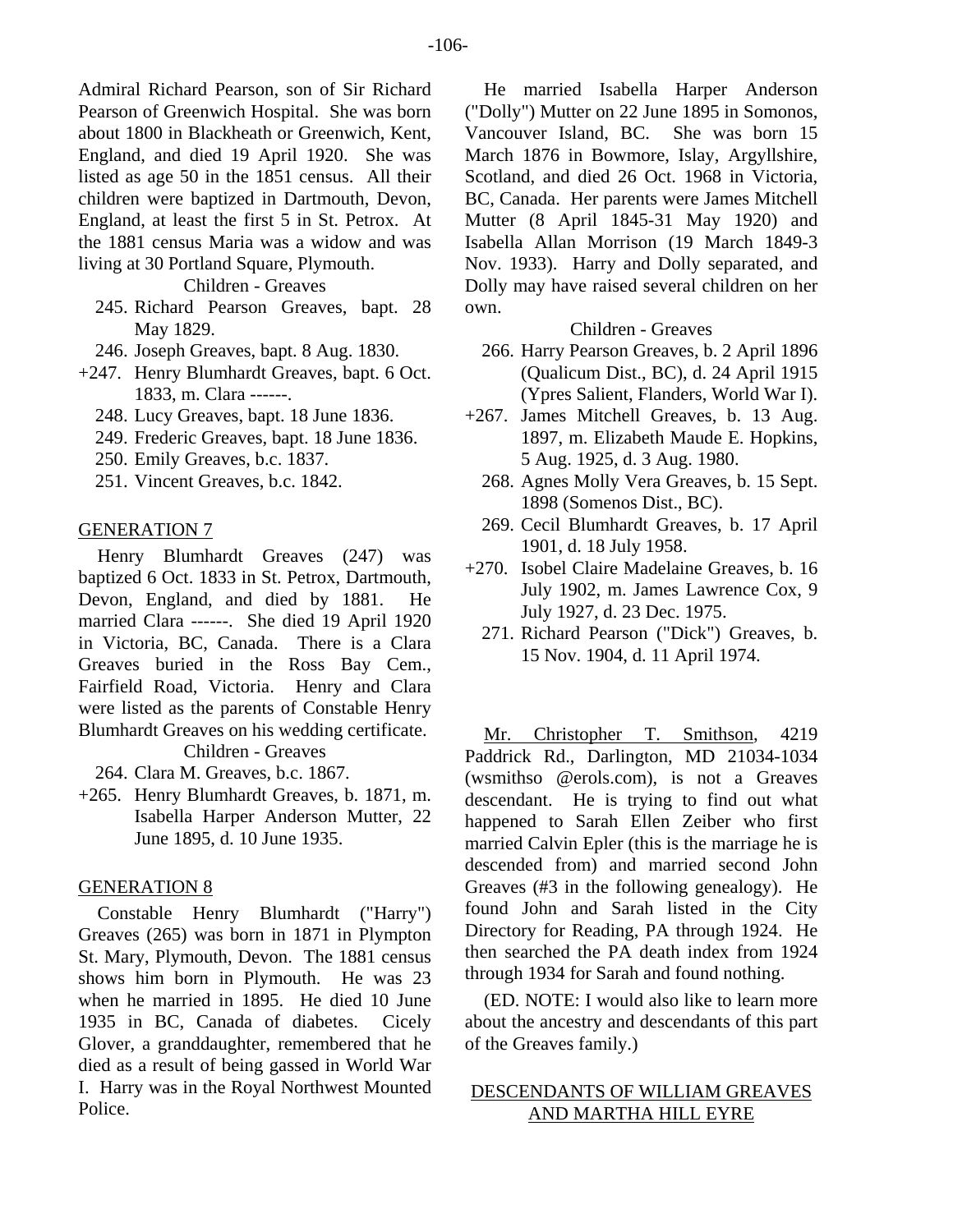Admiral Richard Pearson, son of Sir Richard Pearson of Greenwich Hospital. She was born about 1800 in Blackheath or Greenwich, Kent, England, and died 19 April 1920. She was listed as age 50 in the 1851 census. All their children were baptized in Dartmouth, Devon, England, at least the first 5 in St. Petrox. At the 1881 census Maria was a widow and was living at 30 Portland Square, Plymouth.

Children - Greaves

- 245. Richard Pearson Greaves, bapt. 28 May 1829.
- 246. Joseph Greaves, bapt. 8 Aug. 1830.
- +247. Henry Blumhardt Greaves, bapt. 6 Oct. 1833, m. Clara ------.
- 248. Lucy Greaves, bapt. 18 June 1836.
- 249. Frederic Greaves, bapt. 18 June 1836.
- 250. Emily Greaves, b.c. 1837.
- 251. Vincent Greaves, b.c. 1842.

## GENERATION 7

Henry Blumhardt Greaves (247) was baptized 6 Oct. 1833 in St. Petrox, Dartmouth, Devon, England, and died by 1881. He married Clara ------. She died 19 April 1920 in Victoria, BC, Canada. There is a Clara Greaves buried in the Ross Bay Cem., Fairfield Road, Victoria. Henry and Clara were listed as the parents of Constable Henry Blumhardt Greaves on his wedding certificate.

Children - Greaves

- 264. Clara M. Greaves, b.c. 1867.
- +265. Henry Blumhardt Greaves, b. 1871, m. Isabella Harper Anderson Mutter, 22 June 1895, d. 10 June 1935.

## GENERATION 8

Constable Henry Blumhardt ("Harry") Greaves (265) was born in 1871 in Plympton St. Mary, Plymouth, Devon. The 1881 census shows him born in Plymouth. He was 23 when he married in 1895. He died 10 June 1935 in BC, Canada of diabetes. Cicely Glover, a granddaughter, remembered that he died as a result of being gassed in World War I. Harry was in the Royal Northwest Mounted Police.

He married Isabella Harper Anderson ("Dolly") Mutter on 22 June 1895 in Somonos, Vancouver Island, BC. She was born 15 March 1876 in Bowmore, Islay, Argyllshire, Scotland, and died 26 Oct. 1968 in Victoria, BC, Canada. Her parents were James Mitchell Mutter (8 April 1845-31 May 1920) and Isabella Allan Morrison (19 March 1849-3 Nov. 1933). Harry and Dolly separated, and Dolly may have raised several children on her own.

Children - Greaves

- 266. Harry Pearson Greaves, b. 2 April 1896 (Qualicum Dist., BC), d. 24 April 1915 (Ypres Salient, Flanders, World War I).
- +267. James Mitchell Greaves, b. 13 Aug. 1897, m. Elizabeth Maude E. Hopkins, 5 Aug. 1925, d. 3 Aug. 1980.
- 268. Agnes Molly Vera Greaves, b. 15 Sept. 1898 (Somenos Dist., BC).
- 269. Cecil Blumhardt Greaves, b. 17 April 1901, d. 18 July 1958.
- +270. Isobel Claire Madelaine Greaves, b. 16 July 1902, m. James Lawrence Cox, 9 July 1927, d. 23 Dec. 1975.
- 271. Richard Pearson ("Dick") Greaves, b. 15 Nov. 1904, d. 11 April 1974.

Mr. Christopher T. Smithson, 4219 Paddrick Rd., Darlington, MD 21034-1034 (wsmithso @erols.com), is not a Greaves descendant. He is trying to find out what happened to Sarah Ellen Zeiber who first married Calvin Epler (this is the marriage he is descended from) and married second John Greaves (#3 in the following genealogy). He found John and Sarah listed in the City Directory for Reading, PA through 1924. He then searched the PA death index from 1924 through 1934 for Sarah and found nothing.

(ED. NOTE: I would also like to learn more about the ancestry and descendants of this part of the Greaves family.)

## DESCENDANTS OF WILLIAM GREAVES AND MARTHA HILL EYRE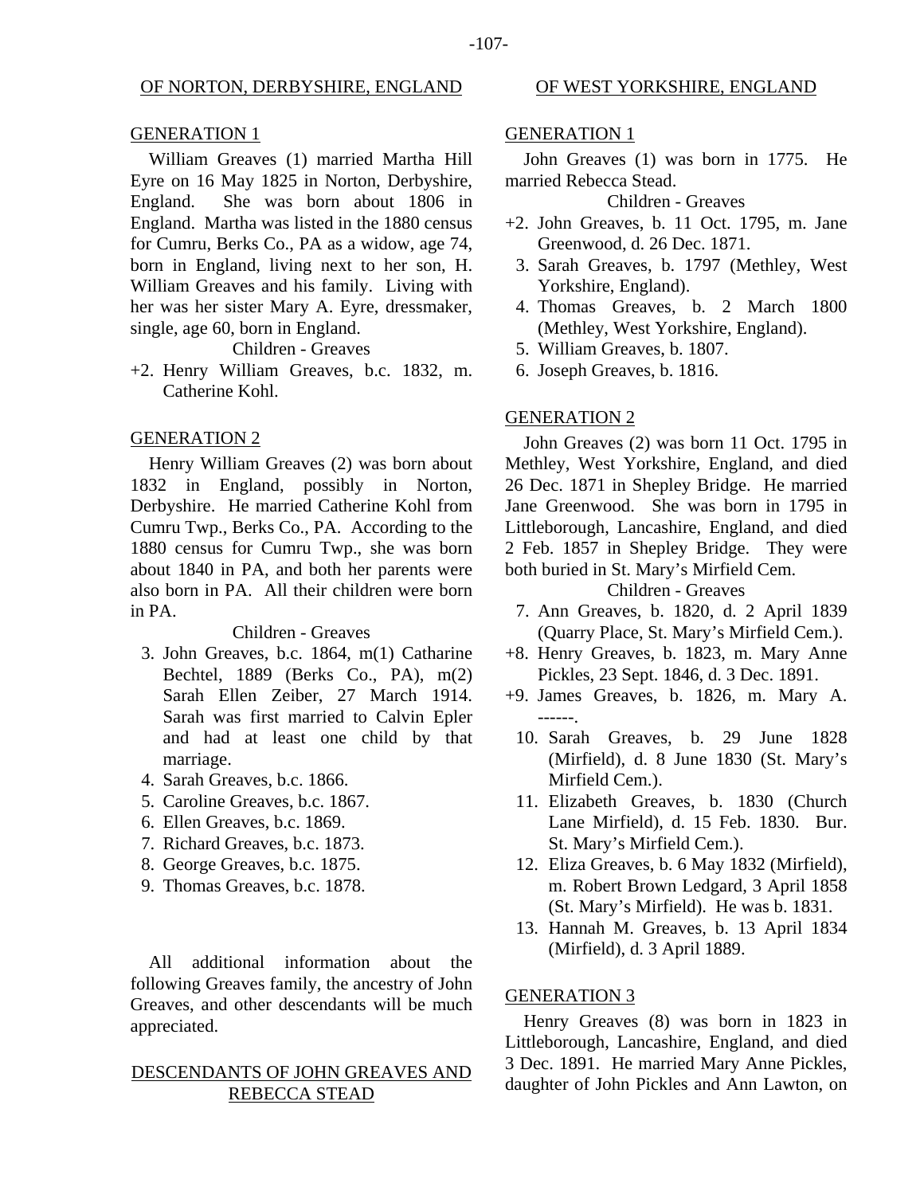## OF NORTON, DERBYSHIRE, ENGLAND

### GENERATION 1

William Greaves (1) married Martha Hill Eyre on 16 May 1825 in Norton, Derbyshire, England. She was born about 1806 in England. Martha was listed in the 1880 census for Cumru, Berks Co., PA as a widow, age 74, born in England, living next to her son, H. William Greaves and his family. Living with her was her sister Mary A. Eyre, dressmaker, single, age 60, born in England.

Children - Greaves

+2. Henry William Greaves, b.c. 1832, m. Catherine Kohl.

### GENERATION 2

Henry William Greaves (2) was born about 1832 in England, possibly in Norton, Derbyshire. He married Catherine Kohl from Cumru Twp., Berks Co., PA. According to the 1880 census for Cumru Twp., she was born about 1840 in PA, and both her parents were also born in PA. All their children were born in PA.

Children - Greaves

3. John Greaves, b.c. 1864, m(1) Catharine Bechtel, 1889 (Berks Co., PA), m(2) Sarah Ellen Zeiber, 27 March 1914. Sarah was first married to Calvin Epler and had at least one child by that marriage.
4. Sarah Greaves, b.c. 1866.
5. Caroline Greaves, b.c. 1867.
6. Ellen Greaves, b.c. 1869.
7. Richard Greaves, b.c. 1873.
8. George Greaves, b.c. 1875.
9. Thomas Greaves, b.c. 1878.

All additional information about the following Greaves family, the ancestry of John Greaves, and other descendants will be much appreciated.

## DESCENDANTS OF JOHN GREAVES AND REBECCA STEAD

## OF WEST YORKSHIRE, ENGLAND

### GENERATION 1

John Greaves (1) was born in 1775. He married Rebecca Stead.

Children - Greaves

+2. John Greaves, b. 11 Oct. 1795, m. Jane Greenwood, d. 26 Dec. 1871.
3. Sarah Greaves, b. 1797 (Methley, West Yorkshire, England).
4. Thomas Greaves, b. 2 March 1800 (Methley, West Yorkshire, England).
5. William Greaves, b. 1807.
6. Joseph Greaves, b. 1816.

### GENERATION 2

John Greaves (2) was born 11 Oct. 1795 in Methley, West Yorkshire, England, and died 26 Dec. 1871 in Shepley Bridge. He married Jane Greenwood. She was born in 1795 in Littleborough, Lancashire, England, and died 2 Feb. 1857 in Shepley Bridge. They were both buried in St. Mary's Mirfield Cem.

Children - Greaves

7. Ann Greaves, b. 1820, d. 2 April 1839 (Quarry Place, St. Mary's Mirfield Cem.).
+8. Henry Greaves, b. 1823, m. Mary Anne Pickles, 23 Sept. 1846, d. 3 Dec. 1891.
+9. James Greaves, b. 1826, m. Mary A. ------.
10. Sarah Greaves, b. 29 June 1828 (Mirfield), d. 8 June 1830 (St. Mary's Mirfield Cem.).
11. Elizabeth Greaves, b. 1830 (Church Lane Mirfield), d. 15 Feb. 1830. Bur. St. Mary's Mirfield Cem.).
12. Eliza Greaves, b. 6 May 1832 (Mirfield), m. Robert Brown Ledgard, 3 April 1858 (St. Mary's Mirfield). He was b. 1831.
13. Hannah M. Greaves, b. 13 April 1834 (Mirfield), d. 3 April 1889.

### GENERATION 3

Henry Greaves (8) was born in 1823 in Littleborough, Lancashire, England, and died 3 Dec. 1891. He married Mary Anne Pickles, daughter of John Pickles and Ann Lawton, on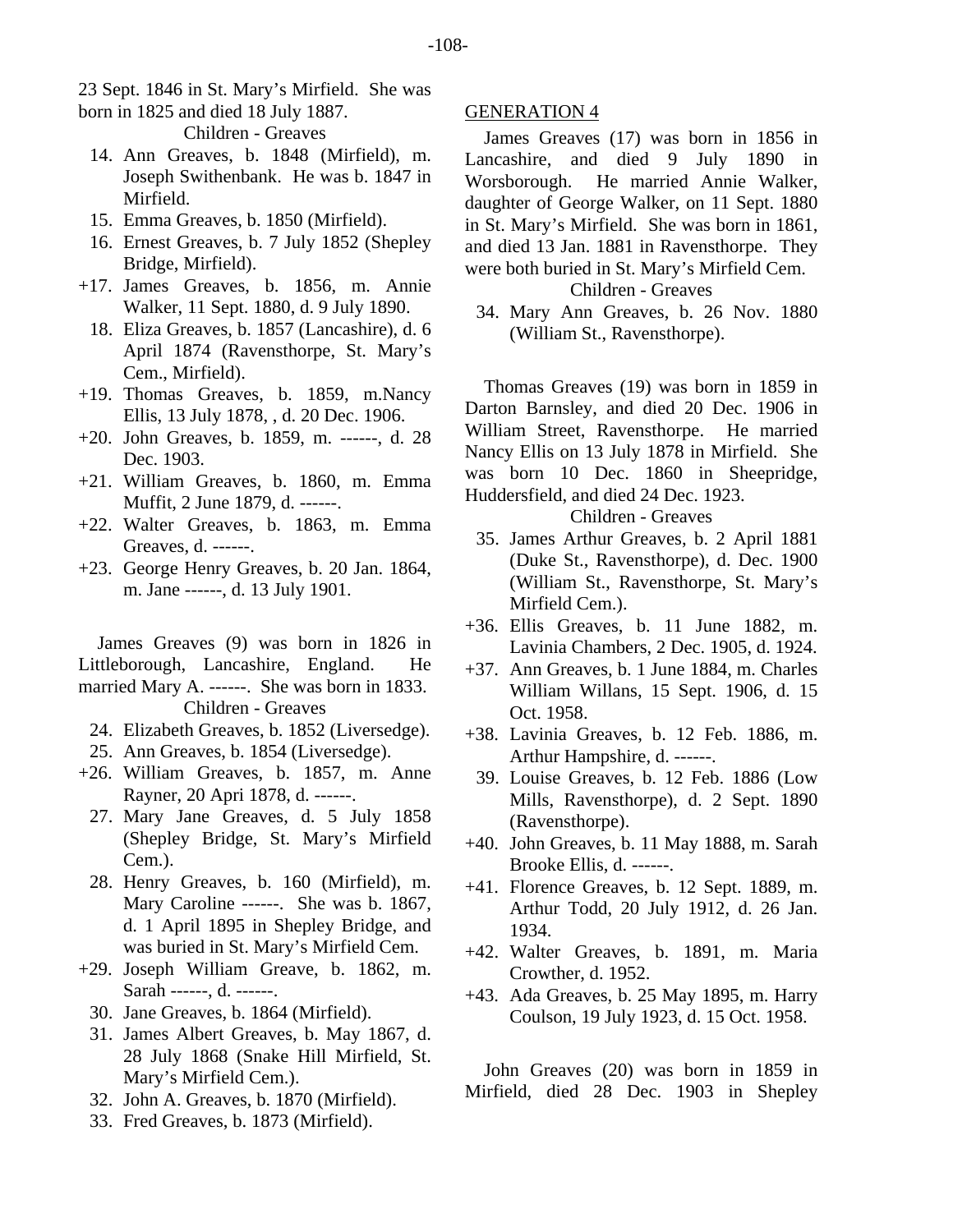23 Sept. 1846 in St. Mary's Mirfield. She was born in 1825 and died 18 July 1887.

Children - Greaves

14. Ann Greaves, b. 1848 (Mirfield), m. Joseph Swithenbank. He was b. 1847 in Mirfield.
15. Emma Greaves, b. 1850 (Mirfield).
16. Ernest Greaves, b. 7 July 1852 (Shepley Bridge, Mirfield).
+17. James Greaves, b. 1856, m. Annie Walker, 11 Sept. 1880, d. 9 July 1890.
18. Eliza Greaves, b. 1857 (Lancashire), d. 6 April 1874 (Ravensthorpe, St. Mary's Cem., Mirfield).
+19. Thomas Greaves, b. 1859, m.Nancy Ellis, 13 July 1878, , d. 20 Dec. 1906.
+20. John Greaves, b. 1859, m. ------, d. 28 Dec. 1903.
+21. William Greaves, b. 1860, m. Emma Muffit, 2 June 1879, d. ------.
+22. Walter Greaves, b. 1863, m. Emma Greaves, d. ------.
+23. George Henry Greaves, b. 20 Jan. 1864, m. Jane ------, d. 13 July 1901.

James Greaves (9) was born in 1826 in Littleborough, Lancashire, England. He married Mary A. ------. She was born in 1833.

Children - Greaves

24. Elizabeth Greaves, b. 1852 (Liversedge).
25. Ann Greaves, b. 1854 (Liversedge).
+26. William Greaves, b. 1857, m. Anne Rayner, 20 Apri 1878, d. ------.
27. Mary Jane Greaves, d. 5 July 1858 (Shepley Bridge, St. Mary's Mirfield Cem.).
28. Henry Greaves, b. 160 (Mirfield), m. Mary Caroline ------. She was b. 1867, d. 1 April 1895 in Shepley Bridge, and was buried in St. Mary's Mirfield Cem.
+29. Joseph William Greave, b. 1862, m. Sarah ------, d. ------.
30. Jane Greaves, b. 1864 (Mirfield).
31. James Albert Greaves, b. May 1867, d. 28 July 1868 (Snake Hill Mirfield, St. Mary's Mirfield Cem.).
32. John A. Greaves, b. 1870 (Mirfield).
33. Fred Greaves, b. 1873 (Mirfield).

## GENERATION 4

James Greaves (17) was born in 1856 in Lancashire, and died 9 July 1890 in Worsborough. He married Annie Walker, daughter of George Walker, on 11 Sept. 1880 in St. Mary's Mirfield. She was born in 1861, and died 13 Jan. 1881 in Ravensthorpe. They were both buried in St. Mary's Mirfield Cem.

Children - Greaves

34. Mary Ann Greaves, b. 26 Nov. 1880 (William St., Ravensthorpe).

Thomas Greaves (19) was born in 1859 in Darton Barnsley, and died 20 Dec. 1906 in William Street, Ravensthorpe. He married Nancy Ellis on 13 July 1878 in Mirfield. She was born 10 Dec. 1860 in Sheepridge, Huddersfield, and died 24 Dec. 1923.

Children - Greaves

35. James Arthur Greaves, b. 2 April 1881 (Duke St., Ravensthorpe), d. Dec. 1900 (William St., Ravensthorpe, St. Mary's Mirfield Cem.).
+36. Ellis Greaves, b. 11 June 1882, m. Lavinia Chambers, 2 Dec. 1905, d. 1924.
+37. Ann Greaves, b. 1 June 1884, m. Charles William Willans, 15 Sept. 1906, d. 15 Oct. 1958.
+38. Lavinia Greaves, b. 12 Feb. 1886, m. Arthur Hampshire, d. ------.
39. Louise Greaves, b. 12 Feb. 1886 (Low Mills, Ravensthorpe), d. 2 Sept. 1890 (Ravensthorpe).
+40. John Greaves, b. 11 May 1888, m. Sarah Brooke Ellis, d. ------.
+41. Florence Greaves, b. 12 Sept. 1889, m. Arthur Todd, 20 July 1912, d. 26 Jan. 1934.
+42. Walter Greaves, b. 1891, m. Maria Crowther, d. 1952.
+43. Ada Greaves, b. 25 May 1895, m. Harry Coulson, 19 July 1923, d. 15 Oct. 1958.

John Greaves (20) was born in 1859 in Mirfield, died 28 Dec. 1903 in Shepley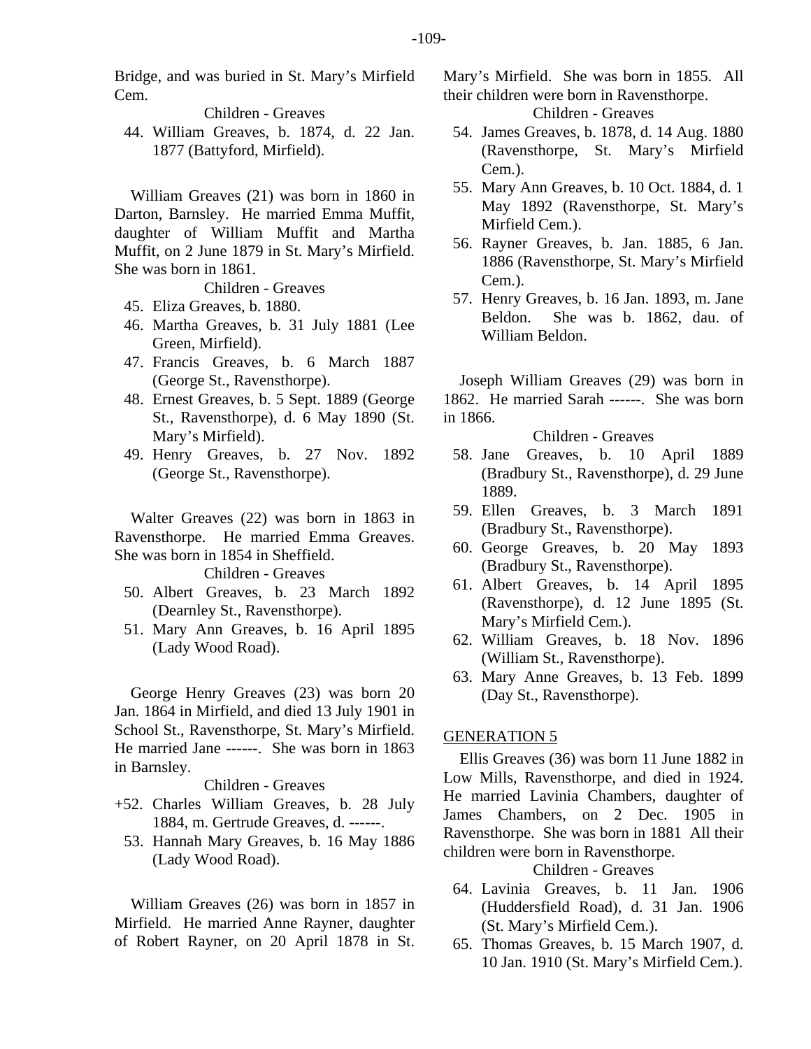Bridge, and was buried in St. Mary's Mirfield Cem.

Children - Greaves

44. William Greaves, b. 1874, d. 22 Jan. 1877 (Battyford, Mirfield).

William Greaves (21) was born in 1860 in Darton, Barnsley. He married Emma Muffit, daughter of William Muffit and Martha Muffit, on 2 June 1879 in St. Mary's Mirfield. She was born in 1861.

Children - Greaves

45. Eliza Greaves, b. 1880.
46. Martha Greaves, b. 31 July 1881 (Lee Green, Mirfield).
47. Francis Greaves, b. 6 March 1887 (George St., Ravensthorpe).
48. Ernest Greaves, b. 5 Sept. 1889 (George St., Ravensthorpe), d. 6 May 1890 (St. Mary's Mirfield).
49. Henry Greaves, b. 27 Nov. 1892 (George St., Ravensthorpe).

Walter Greaves (22) was born in 1863 in Ravensthorpe. He married Emma Greaves. She was born in 1854 in Sheffield.

Children - Greaves

50. Albert Greaves, b. 23 March 1892 (Dearnley St., Ravensthorpe).
51. Mary Ann Greaves, b. 16 April 1895 (Lady Wood Road).

George Henry Greaves (23) was born 20 Jan. 1864 in Mirfield, and died 13 July 1901 in School St., Ravensthorpe, St. Mary's Mirfield. He married Jane ------. She was born in 1863 in Barnsley.

Children - Greaves

+52. Charles William Greaves, b. 28 July 1884, m. Gertrude Greaves, d. ------.
53. Hannah Mary Greaves, b. 16 May 1886 (Lady Wood Road).

William Greaves (26) was born in 1857 in Mirfield. He married Anne Rayner, daughter of Robert Rayner, on 20 April 1878 in St. Mary's Mirfield. She was born in 1855. All their children were born in Ravensthorpe.

Children - Greaves

54. James Greaves, b. 1878, d. 14 Aug. 1880 (Ravensthorpe, St. Mary's Mirfield Cem.).
55. Mary Ann Greaves, b. 10 Oct. 1884, d. 1 May 1892 (Ravensthorpe, St. Mary's Mirfield Cem.).
56. Rayner Greaves, b. Jan. 1885, 6 Jan. 1886 (Ravensthorpe, St. Mary's Mirfield Cem.).
57. Henry Greaves, b. 16 Jan. 1893, m. Jane Beldon. She was b. 1862, dau. of William Beldon.

Joseph William Greaves (29) was born in 1862. He married Sarah ------. She was born in 1866.

Children - Greaves

58. Jane Greaves, b. 10 April 1889 (Bradbury St., Ravensthorpe), d. 29 June 1889.
59. Ellen Greaves, b. 3 March 1891 (Bradbury St., Ravensthorpe).
60. George Greaves, b. 20 May 1893 (Bradbury St., Ravensthorpe).
61. Albert Greaves, b. 14 April 1895 (Ravensthorpe), d. 12 June 1895 (St. Mary's Mirfield Cem.).
62. William Greaves, b. 18 Nov. 1896 (William St., Ravensthorpe).
63. Mary Anne Greaves, b. 13 Feb. 1899 (Day St., Ravensthorpe).

## GENERATION 5

Ellis Greaves (36) was born 11 June 1882 in Low Mills, Ravensthorpe, and died in 1924. He married Lavinia Chambers, daughter of James Chambers, on 2 Dec. 1905 in Ravensthorpe. She was born in 1881 All their children were born in Ravensthorpe.

Children - Greaves

64. Lavinia Greaves, b. 11 Jan. 1906 (Huddersfield Road), d. 31 Jan. 1906 (St. Mary's Mirfield Cem.).
65. Thomas Greaves, b. 15 March 1907, d. 10 Jan. 1910 (St. Mary's Mirfield Cem.).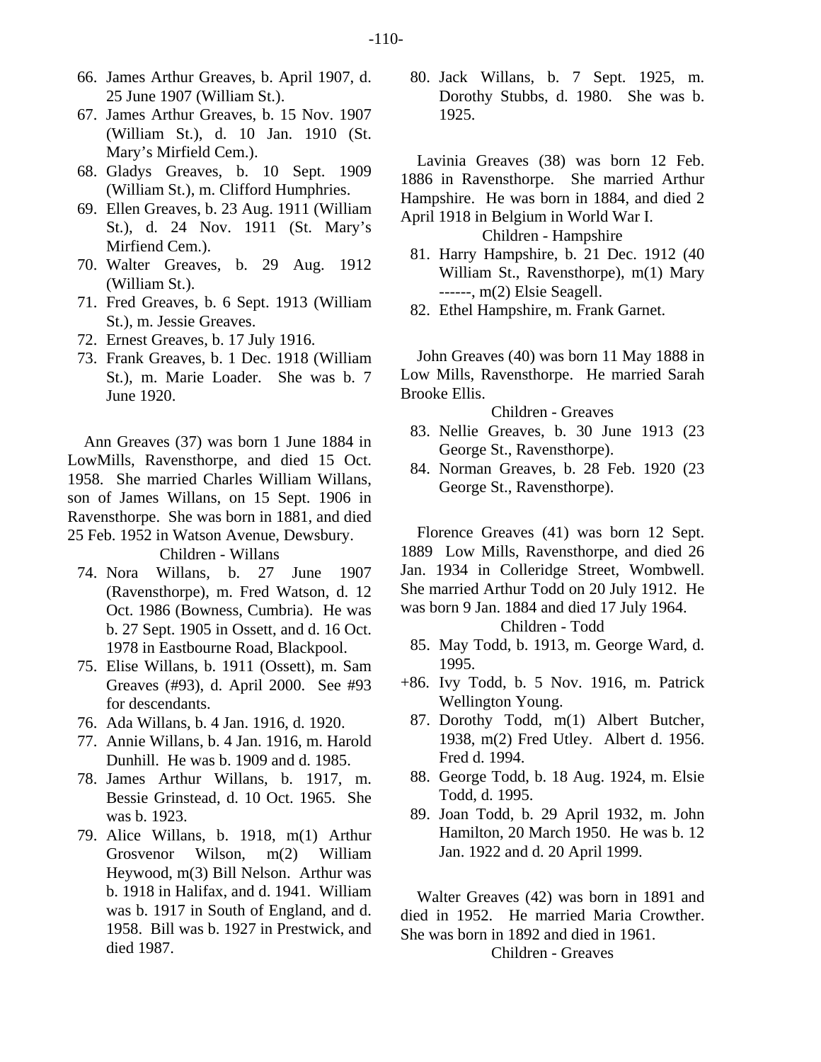66. James Arthur Greaves, b. April 1907, d. 25 June 1907 (William St.).
67. James Arthur Greaves, b. 15 Nov. 1907 (William St.), d. 10 Jan. 1910 (St. Mary's Mirfield Cem.).
68. Gladys Greaves, b. 10 Sept. 1909 (William St.), m. Clifford Humphries.
69. Ellen Greaves, b. 23 Aug. 1911 (William St.), d. 24 Nov. 1911 (St. Mary's Mirfiend Cem.).
70. Walter Greaves, b. 29 Aug. 1912 (William St.).
71. Fred Greaves, b. 6 Sept. 1913 (William St.), m. Jessie Greaves.
72. Ernest Greaves, b. 17 July 1916.
73. Frank Greaves, b. 1 Dec. 1918 (William St.), m. Marie Loader. She was b. 7 June 1920.

Ann Greaves (37) was born 1 June 1884 in LowMills, Ravensthorpe, and died 15 Oct. 1958. She married Charles William Willans, son of James Willans, on 15 Sept. 1906 in Ravensthorpe. She was born in 1881, and died 25 Feb. 1952 in Watson Avenue, Dewsbury.

Children - Willans

74. Nora Willans, b. 27 June 1907 (Ravensthorpe), m. Fred Watson, d. 12 Oct. 1986 (Bowness, Cumbria). He was b. 27 Sept. 1905 in Ossett, and d. 16 Oct. 1978 in Eastbourne Road, Blackpool.
75. Elise Willans, b. 1911 (Ossett), m. Sam Greaves (#93), d. April 2000. See #93 for descendants.
76. Ada Willans, b. 4 Jan. 1916, d. 1920.
77. Annie Willans, b. 4 Jan. 1916, m. Harold Dunhill. He was b. 1909 and d. 1985.
78. James Arthur Willans, b. 1917, m. Bessie Grinstead, d. 10 Oct. 1965. She was b. 1923.
79. Alice Willans, b. 1918, m(1) Arthur Grosvenor Wilson, m(2) William Heywood, m(3) Bill Nelson. Arthur was b. 1918 in Halifax, and d. 1941. William was b. 1917 in South of England, and d. 1958. Bill was b. 1927 in Prestwick, and died 1987.
80. Jack Willans, b. 7 Sept. 1925, m. Dorothy Stubbs, d. 1980. She was b. 1925.

Lavinia Greaves (38) was born 12 Feb. 1886 in Ravensthorpe. She married Arthur Hampshire. He was born in 1884, and died 2 April 1918 in Belgium in World War I.

Children - Hampshire

81. Harry Hampshire, b. 21 Dec. 1912 (40 William St., Ravensthorpe), m(1) Mary ------, m(2) Elsie Seagell.
82. Ethel Hampshire, m. Frank Garnet.

John Greaves (40) was born 11 May 1888 in Low Mills, Ravensthorpe. He married Sarah Brooke Ellis.

Children - Greaves

83. Nellie Greaves, b. 30 June 1913 (23 George St., Ravensthorpe).
84. Norman Greaves, b. 28 Feb. 1920 (23 George St., Ravensthorpe).

Florence Greaves (41) was born 12 Sept. 1889 Low Mills, Ravensthorpe, and died 26 Jan. 1934 in Colleridge Street, Wombwell. She married Arthur Todd on 20 July 1912. He was born 9 Jan. 1884 and died 17 July 1964.

Children - Todd

85. May Todd, b. 1913, m. George Ward, d. 1995.

+86. Ivy Todd, b. 5 Nov. 1916, m. Patrick Wellington Young.

87. Dorothy Todd, m(1) Albert Butcher, 1938, m(2) Fred Utley. Albert d. 1956. Fred d. 1994.
88. George Todd, b. 18 Aug. 1924, m. Elsie Todd, d. 1995.
89. Joan Todd, b. 29 April 1932, m. John Hamilton, 20 March 1950. He was b. 12 Jan. 1922 and d. 20 April 1999.

Walter Greaves (42) was born in 1891 and died in 1952. He married Maria Crowther. She was born in 1892 and died in 1961.

Children - Greaves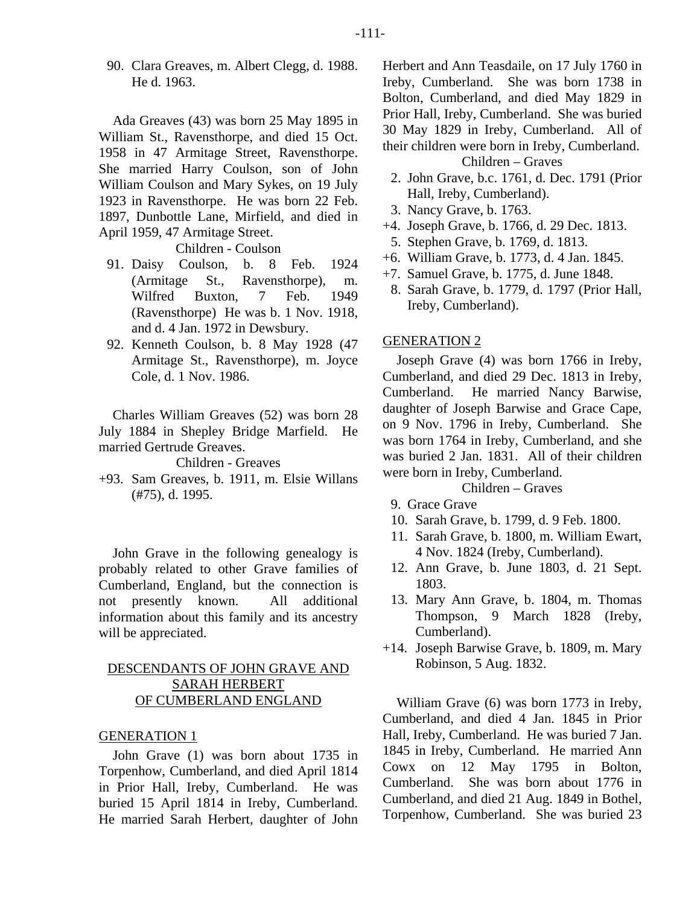90. Clara Greaves, m. Albert Clegg, d. 1988. He d. 1963.

Ada Greaves (43) was born 25 May 1895 in William St., Ravensthorpe, and died 15 Oct. 1958 in 47 Armitage Street, Ravensthorpe. She married Harry Coulson, son of John William Coulson and Mary Sykes, on 19 July 1923 in Ravensthorpe. He was born 22 Feb. 1897, Dunbottle Lane, Mirfield, and died in April 1959, 47 Armitage Street.

Children - Coulson

91. Daisy Coulson, b. 8 Feb. 1924 (Armitage St., Ravensthorpe), m. Wilfred Buxton, 7 Feb. 1949 (Ravensthorpe) He was b. 1 Nov. 1918, and d. 4 Jan. 1972 in Dewsbury.
92. Kenneth Coulson, b. 8 May 1928 (47 Armitage St., Ravensthorpe), m. Joyce Cole, d. 1 Nov. 1986.

Charles William Greaves (52) was born 28 July 1884 in Shepley Bridge Marfield. He married Gertrude Greaves.

Children - Greaves

+93. Sam Greaves, b. 1911, m. Elsie Willans (#75), d. 1995.

John Grave in the following genealogy is probably related to other Grave families of Cumberland, England, but the connection is not presently known. All additional information about this family and its ancestry will be appreciated.

## DESCENDANTS OF JOHN GRAVE AND SARAH HERBERT OF CUMBERLAND ENGLAND

### GENERATION 1

John Grave (1) was born about 1735 in Torpenhow, Cumberland, and died April 1814 in Prior Hall, Ireby, Cumberland. He was buried 15 April 1814 in Ireby, Cumberland. He married Sarah Herbert, daughter of John Herbert and Ann Teasdaile, on 17 July 1760 in Ireby, Cumberland. She was born 1738 in Bolton, Cumberland, and died May 1829 in Prior Hall, Ireby, Cumberland. She was buried 30 May 1829 in Ireby, Cumberland. All of their children were born in Ireby, Cumberland.

Children – Graves

2. John Grave, b.c. 1761, d. Dec. 1791 (Prior Hall, Ireby, Cumberland).
3. Nancy Grave, b. 1763.

+4. Joseph Grave, b. 1766, d. 29 Dec. 1813.

5. Stephen Grave, b. 1769, d. 1813.

+6. William Grave, b. 1773, d. 4 Jan. 1845.

+7. Samuel Grave, b. 1775, d. June 1848.

8. Sarah Grave, b. 1779, d. 1797 (Prior Hall, Ireby, Cumberland).

### GENERATION 2

Joseph Grave (4) was born 1766 in Ireby, Cumberland, and died 29 Dec. 1813 in Ireby, Cumberland. He married Nancy Barwise, daughter of Joseph Barwise and Grace Cape, on 9 Nov. 1796 in Ireby, Cumberland. She was born 1764 in Ireby, Cumberland, and she was buried 2 Jan. 1831. All of their children were born in Ireby, Cumberland.

Children – Graves

9. Grace Grave
10. Sarah Grave, b. 1799, d. 9 Feb. 1800.
11. Sarah Grave, b. 1800, m. William Ewart, 4 Nov. 1824 (Ireby, Cumberland).
12. Ann Grave, b. June 1803, d. 21 Sept. 1803.
13. Mary Ann Grave, b. 1804, m. Thomas Thompson, 9 March 1828 (Ireby, Cumberland).

+14. Joseph Barwise Grave, b. 1809, m. Mary Robinson, 5 Aug. 1832.

William Grave (6) was born 1773 in Ireby, Cumberland, and died 4 Jan. 1845 in Prior Hall, Ireby, Cumberland. He was buried 7 Jan. 1845 in Ireby, Cumberland. He married Ann Cowx on 12 May 1795 in Bolton, Cumberland. She was born about 1776 in Cumberland, and died 21 Aug. 1849 in Bothel, Torpenhow, Cumberland. She was buried 23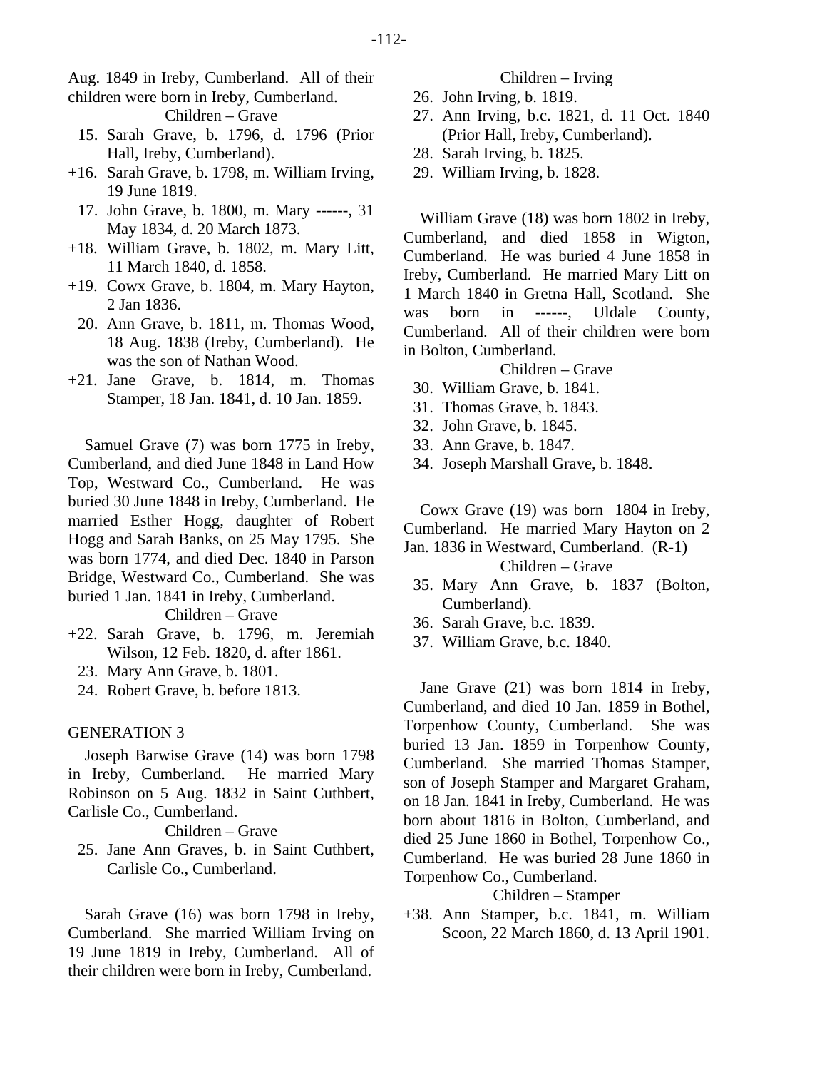Aug. 1849 in Ireby, Cumberland. All of their children were born in Ireby, Cumberland.

Children – Grave

15. Sarah Grave, b. 1796, d. 1796 (Prior Hall, Ireby, Cumberland).
+16. Sarah Grave, b. 1798, m. William Irving, 19 June 1819.
17. John Grave, b. 1800, m. Mary ------, 31 May 1834, d. 20 March 1873.
+18. William Grave, b. 1802, m. Mary Litt, 11 March 1840, d. 1858.
+19. Cowx Grave, b. 1804, m. Mary Hayton, 2 Jan 1836.
20. Ann Grave, b. 1811, m. Thomas Wood, 18 Aug. 1838 (Ireby, Cumberland). He was the son of Nathan Wood.
+21. Jane Grave, b. 1814, m. Thomas Stamper, 18 Jan. 1841, d. 10 Jan. 1859.

Samuel Grave (7) was born 1775 in Ireby, Cumberland, and died June 1848 in Land How Top, Westward Co., Cumberland. He was buried 30 June 1848 in Ireby, Cumberland. He married Esther Hogg, daughter of Robert Hogg and Sarah Banks, on 25 May 1795. She was born 1774, and died Dec. 1840 in Parson Bridge, Westward Co., Cumberland. She was buried 1 Jan. 1841 in Ireby, Cumberland.

Children – Grave

+22. Sarah Grave, b. 1796, m. Jeremiah Wilson, 12 Feb. 1820, d. after 1861.
23. Mary Ann Grave, b. 1801.
24. Robert Grave, b. before 1813.

GENERATION 3

Joseph Barwise Grave (14) was born 1798 in Ireby, Cumberland. He married Mary Robinson on 5 Aug. 1832 in Saint Cuthbert, Carlisle Co., Cumberland.

Children – Grave

25. Jane Ann Graves, b. in Saint Cuthbert, Carlisle Co., Cumberland.

Sarah Grave (16) was born 1798 in Ireby, Cumberland. She married William Irving on 19 June 1819 in Ireby, Cumberland. All of their children were born in Ireby, Cumberland.

Children – Irving

26. John Irving, b. 1819.
27. Ann Irving, b.c. 1821, d. 11 Oct. 1840 (Prior Hall, Ireby, Cumberland).
28. Sarah Irving, b. 1825.
29. William Irving, b. 1828.

William Grave (18) was born 1802 in Ireby, Cumberland, and died 1858 in Wigton, Cumberland. He was buried 4 June 1858 in Ireby, Cumberland. He married Mary Litt on 1 March 1840 in Gretna Hall, Scotland. She was born in ------, Uldale County, Cumberland. All of their children were born in Bolton, Cumberland.

Children – Grave

30. William Grave, b. 1841.
31. Thomas Grave, b. 1843.
32. John Grave, b. 1845.
33. Ann Grave, b. 1847.
34. Joseph Marshall Grave, b. 1848.

Cowx Grave (19) was born 1804 in Ireby, Cumberland. He married Mary Hayton on 2 Jan. 1836 in Westward, Cumberland. (R-1)

Children – Grave

35. Mary Ann Grave, b. 1837 (Bolton, Cumberland).
36. Sarah Grave, b.c. 1839.
37. William Grave, b.c. 1840.

Jane Grave (21) was born 1814 in Ireby, Cumberland, and died 10 Jan. 1859 in Bothel, Torpenhow County, Cumberland. She was buried 13 Jan. 1859 in Torpenhow County, Cumberland. She married Thomas Stamper, son of Joseph Stamper and Margaret Graham, on 18 Jan. 1841 in Ireby, Cumberland. He was born about 1816 in Bolton, Cumberland, and died 25 June 1860 in Bothel, Torpenhow Co., Cumberland. He was buried 28 June 1860 in Torpenhow Co., Cumberland.

Children – Stamper

+38. Ann Stamper, b.c. 1841, m. William Scoon, 22 March 1860, d. 13 April 1901.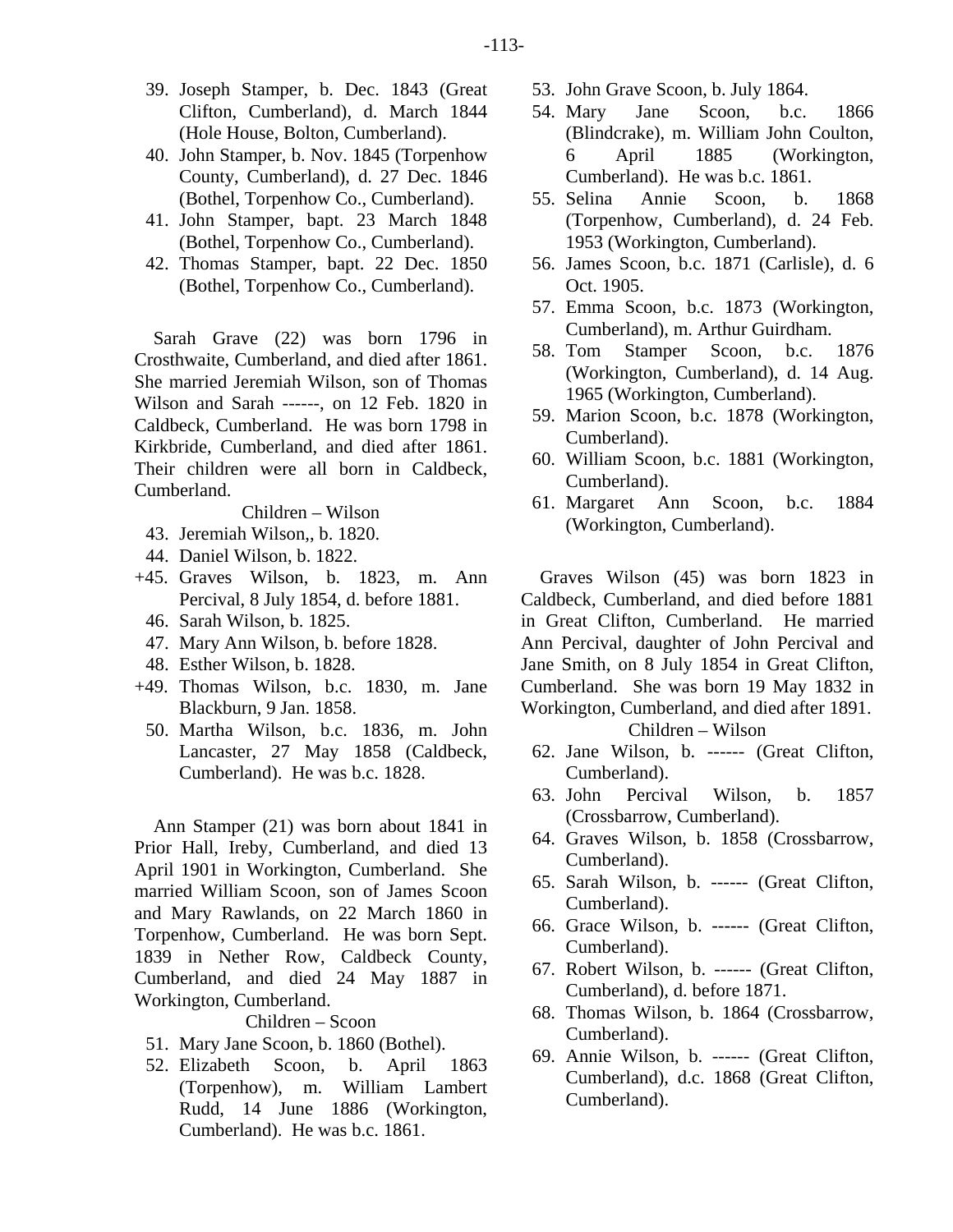39. Joseph Stamper, b. Dec. 1843 (Great Clifton, Cumberland), d. March 1844 (Hole House, Bolton, Cumberland).
40. John Stamper, b. Nov. 1845 (Torpenhow County, Cumberland), d. 27 Dec. 1846 (Bothel, Torpenhow Co., Cumberland).
41. John Stamper, bapt. 23 March 1848 (Bothel, Torpenhow Co., Cumberland).
42. Thomas Stamper, bapt. 22 Dec. 1850 (Bothel, Torpenhow Co., Cumberland).

Sarah Grave (22) was born 1796 in Crosthwaite, Cumberland, and died after 1861. She married Jeremiah Wilson, son of Thomas Wilson and Sarah ------, on 12 Feb. 1820 in Caldbeck, Cumberland. He was born 1798 in Kirkbride, Cumberland, and died after 1861. Their children were all born in Caldbeck, Cumberland.

Children – Wilson

43. Jeremiah Wilson,, b. 1820.
44. Daniel Wilson, b. 1822.

+45. Graves Wilson, b. 1823, m. Ann Percival, 8 July 1854, d. before 1881.

46. Sarah Wilson, b. 1825.
47. Mary Ann Wilson, b. before 1828.
48. Esther Wilson, b. 1828.

+49. Thomas Wilson, b.c. 1830, m. Jane Blackburn, 9 Jan. 1858.

50. Martha Wilson, b.c. 1836, m. John Lancaster, 27 May 1858 (Caldbeck, Cumberland). He was b.c. 1828.

Ann Stamper (21) was born about 1841 in Prior Hall, Ireby, Cumberland, and died 13 April 1901 in Workington, Cumberland. She married William Scoon, son of James Scoon and Mary Rawlands, on 22 March 1860 in Torpenhow, Cumberland. He was born Sept. 1839 in Nether Row, Caldbeck County, Cumberland, and died 24 May 1887 in Workington, Cumberland.

Children – Scoon

51. Mary Jane Scoon, b. 1860 (Bothel).
52. Elizabeth Scoon, b. April 1863 (Torpenhow), m. William Lambert Rudd, 14 June 1886 (Workington, Cumberland). He was b.c. 1861.
53. John Grave Scoon, b. July 1864.
54. Mary Jane Scoon, b.c. 1866 (Blindcrake), m. William John Coulton, 6 April 1885 (Workington, Cumberland). He was b.c. 1861.
55. Selina Annie Scoon, b. 1868 (Torpenhow, Cumberland), d. 24 Feb. 1953 (Workington, Cumberland).
56. James Scoon, b.c. 1871 (Carlisle), d. 6 Oct. 1905.
57. Emma Scoon, b.c. 1873 (Workington, Cumberland), m. Arthur Guirdham.
58. Tom Stamper Scoon, b.c. 1876 (Workington, Cumberland), d. 14 Aug. 1965 (Workington, Cumberland).
59. Marion Scoon, b.c. 1878 (Workington, Cumberland).
60. William Scoon, b.c. 1881 (Workington, Cumberland).
61. Margaret Ann Scoon, b.c. 1884 (Workington, Cumberland).

Graves Wilson (45) was born 1823 in Caldbeck, Cumberland, and died before 1881 in Great Clifton, Cumberland. He married Ann Percival, daughter of John Percival and Jane Smith, on 8 July 1854 in Great Clifton, Cumberland. She was born 19 May 1832 in Workington, Cumberland, and died after 1891.

Children – Wilson

62. Jane Wilson, b. ------ (Great Clifton, Cumberland).
63. John Percival Wilson, b. 1857 (Crossbarrow, Cumberland).
64. Graves Wilson, b. 1858 (Crossbarrow, Cumberland).
65. Sarah Wilson, b. ------ (Great Clifton, Cumberland).
66. Grace Wilson, b. ------ (Great Clifton, Cumberland).
67. Robert Wilson, b. ------ (Great Clifton, Cumberland), d. before 1871.
68. Thomas Wilson, b. 1864 (Crossbarrow, Cumberland).
69. Annie Wilson, b. ------ (Great Clifton, Cumberland), d.c. 1868 (Great Clifton, Cumberland).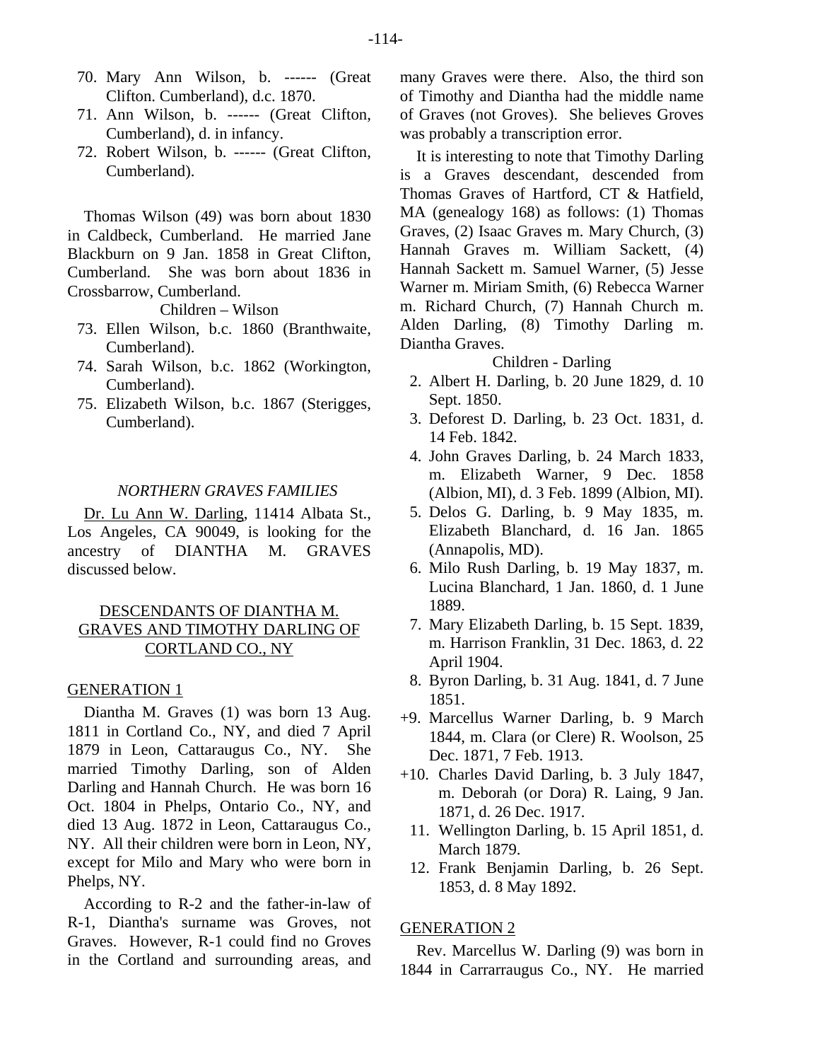70. Mary Ann Wilson, b. ------ (Great Clifton. Cumberland), d.c. 1870.
71. Ann Wilson, b. ------ (Great Clifton, Cumberland), d. in infancy.
72. Robert Wilson, b. ------ (Great Clifton, Cumberland).

Thomas Wilson (49) was born about 1830 in Caldbeck, Cumberland. He married Jane Blackburn on 9 Jan. 1858 in Great Clifton, Cumberland. She was born about 1836 in Crossbarrow, Cumberland.

Children – Wilson

73. Ellen Wilson, b.c. 1860 (Branthwaite, Cumberland).
74. Sarah Wilson, b.c. 1862 (Workington, Cumberland).
75. Elizabeth Wilson, b.c. 1867 (Sterigges, Cumberland).

*NORTHERN GRAVES FAMILIES*

Dr. Lu Ann W. Darling, 11414 Albata St., Los Angeles, CA 90049, is looking for the ancestry of DIANTHA M. GRAVES discussed below.

## DESCENDANTS OF DIANTHA M. GRAVES AND TIMOTHY DARLING OF CORTLAND CO., NY

### GENERATION 1

Diantha M. Graves (1) was born 13 Aug. 1811 in Cortland Co., NY, and died 7 April 1879 in Leon, Cattaraugus Co., NY. She married Timothy Darling, son of Alden Darling and Hannah Church. He was born 16 Oct. 1804 in Phelps, Ontario Co., NY, and died 13 Aug. 1872 in Leon, Cattaraugus Co., NY. All their children were born in Leon, NY, except for Milo and Mary who were born in Phelps, NY.

According to R-2 and the father-in-law of R-1, Diantha's surname was Groves, not Graves. However, R-1 could find no Groves in the Cortland and surrounding areas, and many Graves were there. Also, the third son of Timothy and Diantha had the middle name of Graves (not Groves). She believes Groves was probably a transcription error.

It is interesting to note that Timothy Darling is a Graves descendant, descended from Thomas Graves of Hartford, CT & Hatfield, MA (genealogy 168) as follows: (1) Thomas Graves, (2) Isaac Graves m. Mary Church, (3) Hannah Graves m. William Sackett, (4) Hannah Sackett m. Samuel Warner, (5) Jesse Warner m. Miriam Smith, (6) Rebecca Warner m. Richard Church, (7) Hannah Church m. Alden Darling, (8) Timothy Darling m. Diantha Graves.

Children - Darling

2. Albert H. Darling, b. 20 June 1829, d. 10 Sept. 1850.
3. Deforest D. Darling, b. 23 Oct. 1831, d. 14 Feb. 1842.
4. John Graves Darling, b. 24 March 1833, m. Elizabeth Warner, 9 Dec. 1858 (Albion, MI), d. 3 Feb. 1899 (Albion, MI).
5. Delos G. Darling, b. 9 May 1835, m. Elizabeth Blanchard, d. 16 Jan. 1865 (Annapolis, MD).
6. Milo Rush Darling, b. 19 May 1837, m. Lucina Blanchard, 1 Jan. 1860, d. 1 June 1889.
7. Mary Elizabeth Darling, b. 15 Sept. 1839, m. Harrison Franklin, 31 Dec. 1863, d. 22 April 1904.
8. Byron Darling, b. 31 Aug. 1841, d. 7 June 1851.

+9. Marcellus Warner Darling, b. 9 March 1844, m. Clara (or Clere) R. Woolson, 25 Dec. 1871, 7 Feb. 1913.

+10. Charles David Darling, b. 3 July 1847, m. Deborah (or Dora) R. Laing, 9 Jan. 1871, d. 26 Dec. 1917.

11. Wellington Darling, b. 15 April 1851, d. March 1879.
12. Frank Benjamin Darling, b. 26 Sept. 1853, d. 8 May 1892.

### GENERATION 2

Rev. Marcellus W. Darling (9) was born in 1844 in Carrarraugus Co., NY. He married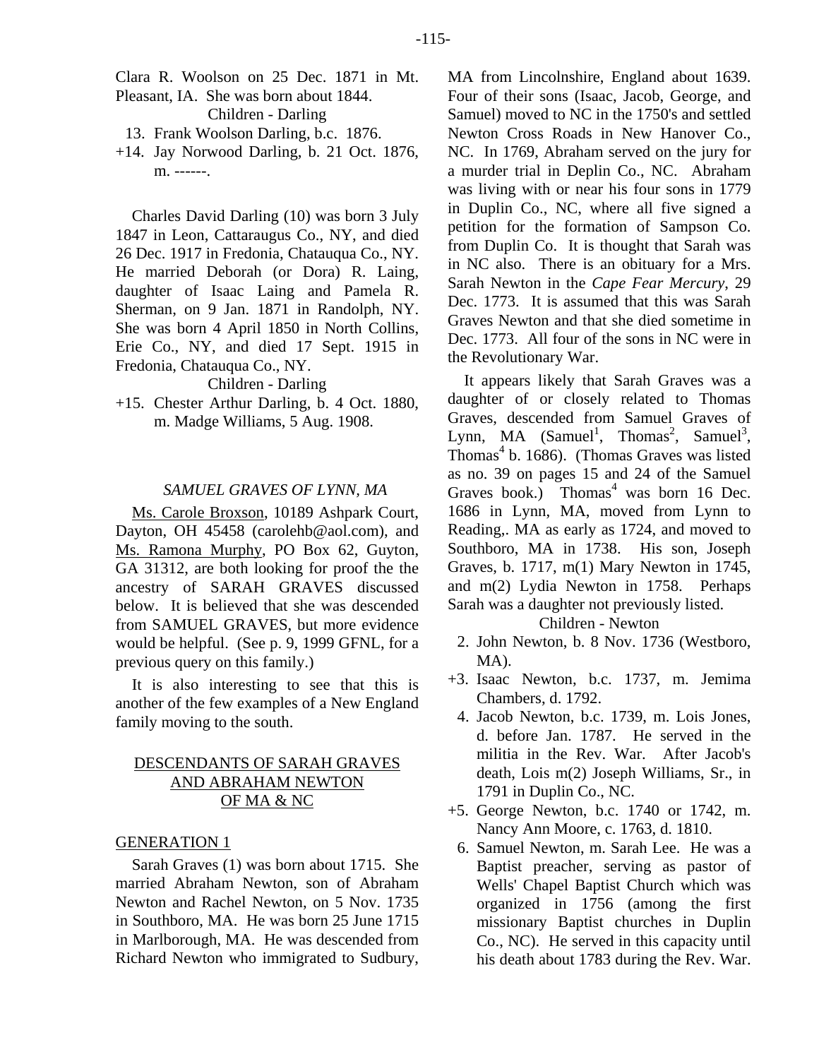Clara R. Woolson on 25 Dec. 1871 in Mt. Pleasant, IA. She was born about 1844.

Children - Darling

13. Frank Woolson Darling, b.c. 1876.
+14. Jay Norwood Darling, b. 21 Oct. 1876, m. ------.

Charles David Darling (10) was born 3 July 1847 in Leon, Cattaraugus Co., NY, and died 26 Dec. 1917 in Fredonia, Chatauqua Co., NY. He married Deborah (or Dora) R. Laing, daughter of Isaac Laing and Pamela R. Sherman, on 9 Jan. 1871 in Randolph, NY. She was born 4 April 1850 in North Collins, Erie Co., NY, and died 17 Sept. 1915 in Fredonia, Chatauqua Co., NY.

Children - Darling

+15. Chester Arthur Darling, b. 4 Oct. 1880, m. Madge Williams, 5 Aug. 1908.

## *SAMUEL GRAVES OF LYNN, MA*

Ms. Carole Broxson, 10189 Ashpark Court, Dayton, OH 45458 (carolehb@aol.com), and Ms. Ramona Murphy, PO Box 62, Guyton, GA 31312, are both looking for proof the the ancestry of SARAH GRAVES discussed below. It is believed that she was descended from SAMUEL GRAVES, but more evidence would be helpful. (See p. 9, 1999 GFNL, for a previous query on this family.)

It is also interesting to see that this is another of the few examples of a New England family moving to the south.

## DESCENDANTS OF SARAH GRAVES AND ABRAHAM NEWTON OF MA & NC

### GENERATION 1

Sarah Graves (1) was born about 1715. She married Abraham Newton, son of Abraham Newton and Rachel Newton, on 5 Nov. 1735 in Southboro, MA. He was born 25 June 1715 in Marlborough, MA. He was descended from Richard Newton who immigrated to Sudbury, MA from Lincolnshire, England about 1639. Four of their sons (Isaac, Jacob, George, and Samuel) moved to NC in the 1750's and settled Newton Cross Roads in New Hanover Co., NC. In 1769, Abraham served on the jury for a murder trial in Deplin Co., NC. Abraham was living with or near his four sons in 1779 in Duplin Co., NC, where all five signed a petition for the formation of Sampson Co. from Duplin Co. It is thought that Sarah was in NC also. There is an obituary for a Mrs. Sarah Newton in the *Cape Fear Mercury*, 29 Dec. 1773. It is assumed that this was Sarah Graves Newton and that she died sometime in Dec. 1773. All four of the sons in NC were in the Revolutionary War.

It appears likely that Sarah Graves was a daughter of or closely related to Thomas Graves, descended from Samuel Graves of Lynn, MA (Samuel[1], Thomas[2], Samuel[3], Thomas[4] b. 1686). (Thomas Graves was listed as no. 39 on pages 15 and 24 of the Samuel Graves book.) Thomas[4] was born 16 Dec. 1686 in Lynn, MA, moved from Lynn to Reading,. MA as early as 1724, and moved to Southboro, MA in 1738. His son, Joseph Graves, b. 1717, m(1) Mary Newton in 1745, and m(2) Lydia Newton in 1758. Perhaps Sarah was a daughter not previously listed.

Children - Newton

2. John Newton, b. 8 Nov. 1736 (Westboro, MA).
+3. Isaac Newton, b.c. 1737, m. Jemima Chambers, d. 1792.
4. Jacob Newton, b.c. 1739, m. Lois Jones, d. before Jan. 1787. He served in the militia in the Rev. War. After Jacob's death, Lois m(2) Joseph Williams, Sr., in 1791 in Duplin Co., NC.
+5. George Newton, b.c. 1740 or 1742, m. Nancy Ann Moore, c. 1763, d. 1810.
6. Samuel Newton, m. Sarah Lee. He was a Baptist preacher, serving as pastor of Wells' Chapel Baptist Church which was organized in 1756 (among the first missionary Baptist churches in Duplin Co., NC). He served in this capacity until his death about 1783 during the Rev. War.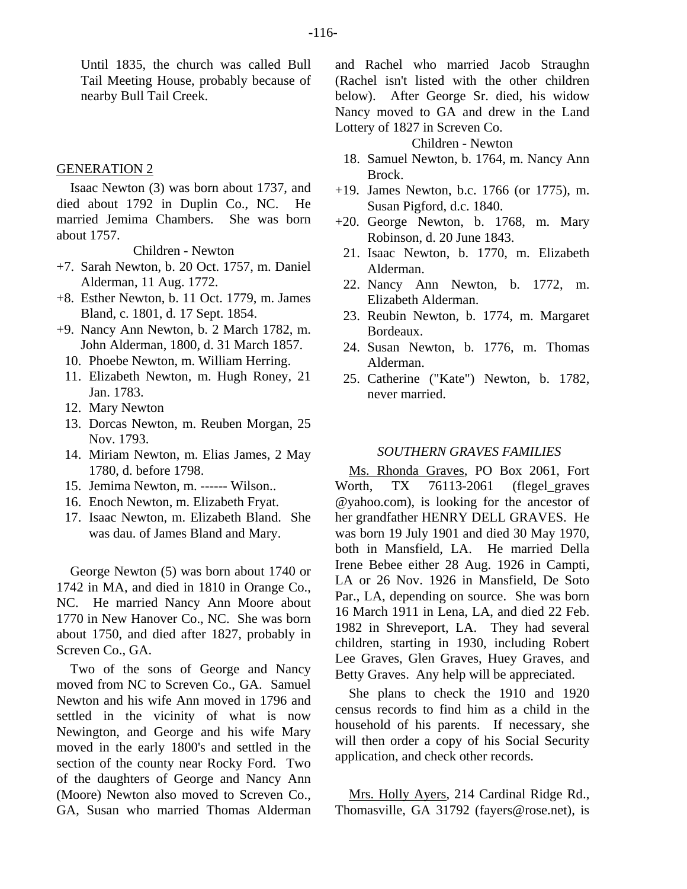Until 1835, the church was called Bull Tail Meeting House, probably because of nearby Bull Tail Creek.

GENERATION 2

Isaac Newton (3) was born about 1737, and died about 1792 in Duplin Co., NC. He married Jemima Chambers. She was born about 1757.

Children - Newton

+7. Sarah Newton, b. 20 Oct. 1757, m. Daniel Alderman, 11 Aug. 1772.
+8. Esther Newton, b. 11 Oct. 1779, m. James Bland, c. 1801, d. 17 Sept. 1854.
+9. Nancy Ann Newton, b. 2 March 1782, m. John Alderman, 1800, d. 31 March 1857.
10. Phoebe Newton, m. William Herring.
11. Elizabeth Newton, m. Hugh Roney, 21 Jan. 1783.
12. Mary Newton
13. Dorcas Newton, m. Reuben Morgan, 25 Nov. 1793.
14. Miriam Newton, m. Elias James, 2 May 1780, d. before 1798.
15. Jemima Newton, m. ------ Wilson..
16. Enoch Newton, m. Elizabeth Fryat.
17. Isaac Newton, m. Elizabeth Bland. She was dau. of James Bland and Mary.

George Newton (5) was born about 1740 or 1742 in MA, and died in 1810 in Orange Co., NC. He married Nancy Ann Moore about 1770 in New Hanover Co., NC. She was born about 1750, and died after 1827, probably in Screven Co., GA.

Two of the sons of George and Nancy moved from NC to Screven Co., GA. Samuel Newton and his wife Ann moved in 1796 and settled in the vicinity of what is now Newington, and George and his wife Mary moved in the early 1800's and settled in the section of the county near Rocky Ford. Two of the daughters of George and Nancy Ann (Moore) Newton also moved to Screven Co., GA, Susan who married Thomas Alderman and Rachel who married Jacob Straughn (Rachel isn't listed with the other children below). After George Sr. died, his widow Nancy moved to GA and drew in the Land Lottery of 1827 in Screven Co.

Children - Newton

18. Samuel Newton, b. 1764, m. Nancy Ann Brock.
+19. James Newton, b.c. 1766 (or 1775), m. Susan Pigford, d.c. 1840.
+20. George Newton, b. 1768, m. Mary Robinson, d. 20 June 1843.
21. Isaac Newton, b. 1770, m. Elizabeth Alderman.
22. Nancy Ann Newton, b. 1772, m. Elizabeth Alderman.
23. Reubin Newton, b. 1774, m. Margaret Bordeaux.
24. Susan Newton, b. 1776, m. Thomas Alderman.
25. Catherine ("Kate") Newton, b. 1782, never married.

*SOUTHERN GRAVES FAMILIES*

Ms. Rhonda Graves, PO Box 2061, Fort Worth, TX 76113-2061 (flegel_graves @yahoo.com), is looking for the ancestor of her grandfather HENRY DELL GRAVES. He was born 19 July 1901 and died 30 May 1970, both in Mansfield, LA. He married Della Irene Bebee either 28 Aug. 1926 in Campti, LA or 26 Nov. 1926 in Mansfield, De Soto Par., LA, depending on source. She was born 16 March 1911 in Lena, LA, and died 22 Feb. 1982 in Shreveport, LA. They had several children, starting in 1930, including Robert Lee Graves, Glen Graves, Huey Graves, and Betty Graves. Any help will be appreciated.

She plans to check the 1910 and 1920 census records to find him as a child in the household of his parents. If necessary, she will then order a copy of his Social Security application, and check other records.

Mrs. Holly Ayers, 214 Cardinal Ridge Rd., Thomasville, GA 31792 (fayers@rose.net), is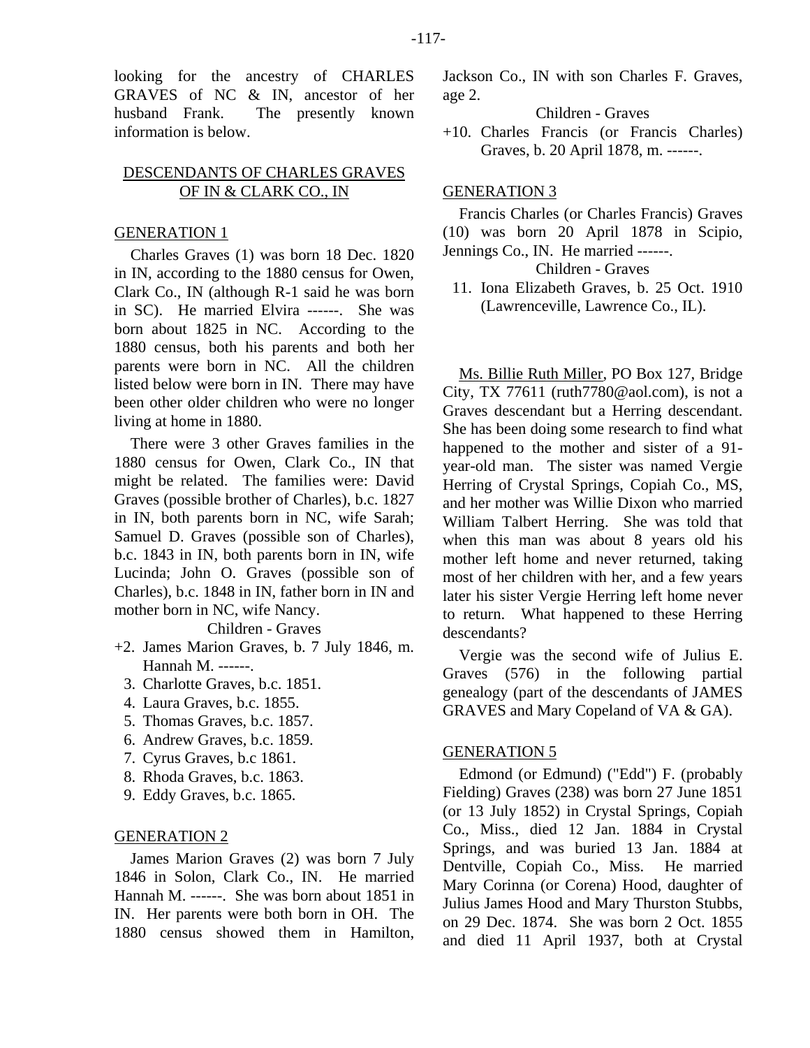looking for the ancestry of CHARLES GRAVES of NC & IN, ancestor of her husband Frank. The presently known information is below.

## DESCENDANTS OF CHARLES GRAVES OF IN & CLARK CO., IN

### GENERATION 1

Charles Graves (1) was born 18 Dec. 1820 in IN, according to the 1880 census for Owen, Clark Co., IN (although R-1 said he was born in SC). He married Elvira ------. She was born about 1825 in NC. According to the 1880 census, both his parents and both her parents were born in NC. All the children listed below were born in IN. There may have been other older children who were no longer living at home in 1880.

There were 3 other Graves families in the 1880 census for Owen, Clark Co., IN that might be related. The families were: David Graves (possible brother of Charles), b.c. 1827 in IN, both parents born in NC, wife Sarah; Samuel D. Graves (possible son of Charles), b.c. 1843 in IN, both parents born in IN, wife Lucinda; John O. Graves (possible son of Charles), b.c. 1848 in IN, father born in IN and mother born in NC, wife Nancy.

Children - Graves

+2. James Marion Graves, b. 7 July 1846, m. Hannah M. ------.
3. Charlotte Graves, b.c. 1851.
4. Laura Graves, b.c. 1855.
5. Thomas Graves, b.c. 1857.
6. Andrew Graves, b.c. 1859.
7. Cyrus Graves, b.c 1861.
8. Rhoda Graves, b.c. 1863.
9. Eddy Graves, b.c. 1865.

### GENERATION 2

James Marion Graves (2) was born 7 July 1846 in Solon, Clark Co., IN. He married Hannah M. ------. She was born about 1851 in IN. Her parents were both born in OH. The 1880 census showed them in Hamilton, Jackson Co., IN with son Charles F. Graves, age 2.

Children - Graves

+10. Charles Francis (or Francis Charles) Graves, b. 20 April 1878, m. ------.

### GENERATION 3

Francis Charles (or Charles Francis) Graves (10) was born 20 April 1878 in Scipio, Jennings Co., IN. He married ------.

Children - Graves

11. Iona Elizabeth Graves, b. 25 Oct. 1910 (Lawrenceville, Lawrence Co., IL).

Ms. Billie Ruth Miller, PO Box 127, Bridge City, TX 77611 (ruth7780@aol.com), is not a Graves descendant but a Herring descendant. She has been doing some research to find what happened to the mother and sister of a 91-year-old man. The sister was named Vergie Herring of Crystal Springs, Copiah Co., MS, and her mother was Willie Dixon who married William Talbert Herring. She was told that when this man was about 8 years old his mother left home and never returned, taking most of her children with her, and a few years later his sister Vergie Herring left home never to return. What happened to these Herring descendants?

Vergie was the second wife of Julius E. Graves (576) in the following partial genealogy (part of the descendants of JAMES GRAVES and Mary Copeland of VA & GA).

### GENERATION 5

Edmond (or Edmund) ("Edd") F. (probably Fielding) Graves (238) was born 27 June 1851 (or 13 July 1852) in Crystal Springs, Copiah Co., Miss., died 12 Jan. 1884 in Crystal Springs, and was buried 13 Jan. 1884 at Dentville, Copiah Co., Miss. He married Mary Corinna (or Corena) Hood, daughter of Julius James Hood and Mary Thurston Stubbs, on 29 Dec. 1874. She was born 2 Oct. 1855 and died 11 April 1937, both at Crystal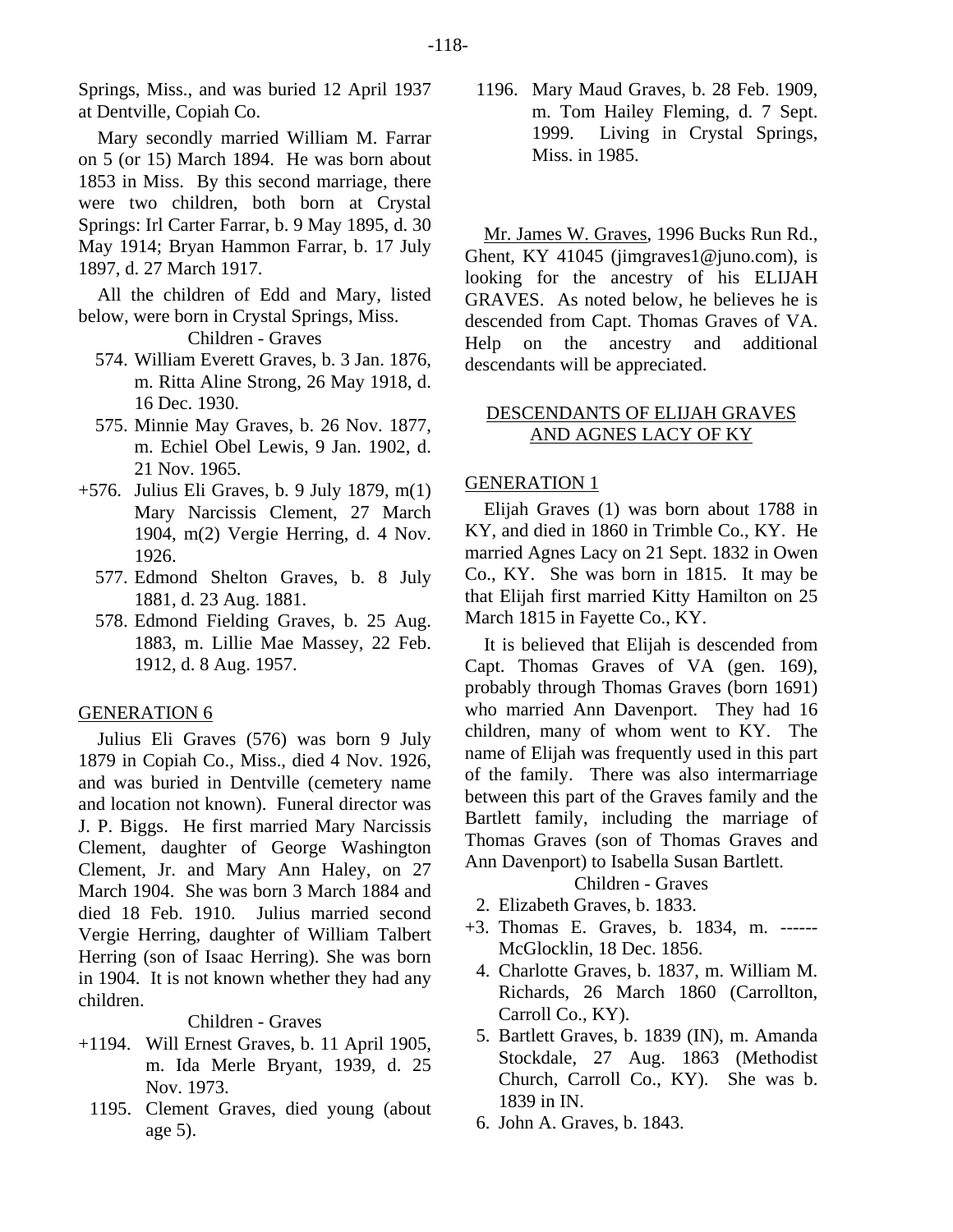Springs, Miss., and was buried 12 April 1937 at Dentville, Copiah Co.

Mary secondly married William M. Farrar on 5 (or 15) March 1894. He was born about 1853 in Miss. By this second marriage, there were two children, both born at Crystal Springs: Irl Carter Farrar, b. 9 May 1895, d. 30 May 1914; Bryan Hammon Farrar, b. 17 July 1897, d. 27 March 1917.

All the children of Edd and Mary, listed below, were born in Crystal Springs, Miss.

Children - Graves

574. William Everett Graves, b. 3 Jan. 1876, m. Ritta Aline Strong, 26 May 1918, d. 16 Dec. 1930.
575. Minnie May Graves, b. 26 Nov. 1877, m. Echiel Obel Lewis, 9 Jan. 1902, d. 21 Nov. 1965.
+576. Julius Eli Graves, b. 9 July 1879, m(1) Mary Narcissis Clement, 27 March 1904, m(2) Vergie Herring, d. 4 Nov. 1926.
577. Edmond Shelton Graves, b. 8 July 1881, d. 23 Aug. 1881.
578. Edmond Fielding Graves, b. 25 Aug. 1883, m. Lillie Mae Massey, 22 Feb. 1912, d. 8 Aug. 1957.

GENERATION 6

Julius Eli Graves (576) was born 9 July 1879 in Copiah Co., Miss., died 4 Nov. 1926, and was buried in Dentville (cemetery name and location not known). Funeral director was J. P. Biggs. He first married Mary Narcissis Clement, daughter of George Washington Clement, Jr. and Mary Ann Haley, on 27 March 1904. She was born 3 March 1884 and died 18 Feb. 1910. Julius married second Vergie Herring, daughter of William Talbert Herring (son of Isaac Herring). She was born in 1904. It is not known whether they had any children.

Children - Graves

+1194. Will Ernest Graves, b. 11 April 1905, m. Ida Merle Bryant, 1939, d. 25 Nov. 1973.
1195. Clement Graves, died young (about age 5).
1196. Mary Maud Graves, b. 28 Feb. 1909, m. Tom Hailey Fleming, d. 7 Sept. 1999. Living in Crystal Springs, Miss. in 1985.

Mr. James W. Graves, 1996 Bucks Run Rd., Ghent, KY 41045 (jimgraves1@juno.com), is looking for the ancestry of his ELIJAH GRAVES. As noted below, he believes he is descended from Capt. Thomas Graves of VA. Help on the ancestry and additional descendants will be appreciated.

## DESCENDANTS OF ELIJAH GRAVES AND AGNES LACY OF KY

GENERATION 1

Elijah Graves (1) was born about 1788 in KY, and died in 1860 in Trimble Co., KY. He married Agnes Lacy on 21 Sept. 1832 in Owen Co., KY. She was born in 1815. It may be that Elijah first married Kitty Hamilton on 25 March 1815 in Fayette Co., KY.

It is believed that Elijah is descended from Capt. Thomas Graves of VA (gen. 169), probably through Thomas Graves (born 1691) who married Ann Davenport. They had 16 children, many of whom went to KY. The name of Elijah was frequently used in this part of the family. There was also intermarriage between this part of the Graves family and the Bartlett family, including the marriage of Thomas Graves (son of Thomas Graves and Ann Davenport) to Isabella Susan Bartlett.

Children - Graves

2. Elizabeth Graves, b. 1833.
+3. Thomas E. Graves, b. 1834, m. ------ McGlocklin, 18 Dec. 1856.
4. Charlotte Graves, b. 1837, m. William M. Richards, 26 March 1860 (Carrollton, Carroll Co., KY).
5. Bartlett Graves, b. 1839 (IN), m. Amanda Stockdale, 27 Aug. 1863 (Methodist Church, Carroll Co., KY). She was b. 1839 in IN.
6. John A. Graves, b. 1843.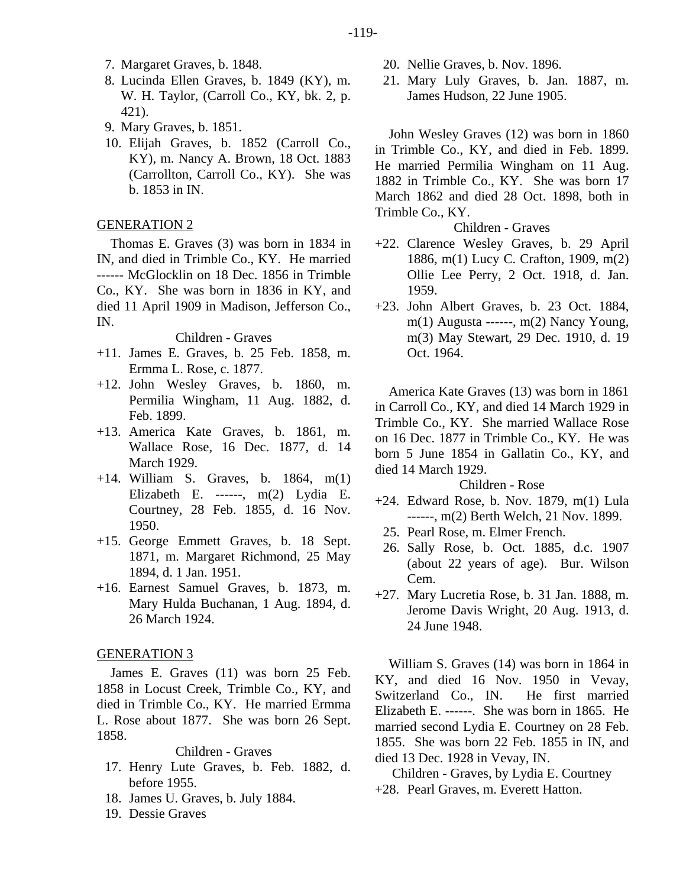7. Margaret Graves, b. 1848.
8. Lucinda Ellen Graves, b. 1849 (KY), m. W. H. Taylor, (Carroll Co., KY, bk. 2, p. 421).
9. Mary Graves, b. 1851.
10. Elijah Graves, b. 1852 (Carroll Co., KY), m. Nancy A. Brown, 18 Oct. 1883 (Carrollton, Carroll Co., KY). She was b. 1853 in IN.

GENERATION 2

Thomas E. Graves (3) was born in 1834 in IN, and died in Trimble Co., KY. He married ------ McGlocklin on 18 Dec. 1856 in Trimble Co., KY. She was born in 1836 in KY, and died 11 April 1909 in Madison, Jefferson Co., IN.

Children - Graves

+11. James E. Graves, b. 25 Feb. 1858, m. Ermma L. Rose, c. 1877.
+12. John Wesley Graves, b. 1860, m. Permilia Wingham, 11 Aug. 1882, d. Feb. 1899.
+13. America Kate Graves, b. 1861, m. Wallace Rose, 16 Dec. 1877, d. 14 March 1929.
+14. William S. Graves, b. 1864, m(1) Elizabeth E. ------, m(2) Lydia E. Courtney, 28 Feb. 1855, d. 16 Nov. 1950.
+15. George Emmett Graves, b. 18 Sept. 1871, m. Margaret Richmond, 25 May 1894, d. 1 Jan. 1951.
+16. Earnest Samuel Graves, b. 1873, m. Mary Hulda Buchanan, 1 Aug. 1894, d. 26 March 1924.

GENERATION 3

James E. Graves (11) was born 25 Feb. 1858 in Locust Creek, Trimble Co., KY, and died in Trimble Co., KY. He married Ermma L. Rose about 1877. She was born 26 Sept. 1858.

Children - Graves

17. Henry Lute Graves, b. Feb. 1882, d. before 1955.
18. James U. Graves, b. July 1884.
19. Dessie Graves
20. Nellie Graves, b. Nov. 1896.
21. Mary Luly Graves, b. Jan. 1887, m. James Hudson, 22 June 1905.

John Wesley Graves (12) was born in 1860 in Trimble Co., KY, and died in Feb. 1899. He married Permilia Wingham on 11 Aug. 1882 in Trimble Co., KY. She was born 17 March 1862 and died 28 Oct. 1898, both in Trimble Co., KY.

Children - Graves

+22. Clarence Wesley Graves, b. 29 April 1886, m(1) Lucy C. Crafton, 1909, m(2) Ollie Lee Perry, 2 Oct. 1918, d. Jan. 1959.
+23. John Albert Graves, b. 23 Oct. 1884, m(1) Augusta ------, m(2) Nancy Young, m(3) May Stewart, 29 Dec. 1910, d. 19 Oct. 1964.

America Kate Graves (13) was born in 1861 in Carroll Co., KY, and died 14 March 1929 in Trimble Co., KY. She married Wallace Rose on 16 Dec. 1877 in Trimble Co., KY. He was born 5 June 1854 in Gallatin Co., KY, and died 14 March 1929.

Children - Rose

+24. Edward Rose, b. Nov. 1879, m(1) Lula ------, m(2) Berth Welch, 21 Nov. 1899.
25. Pearl Rose, m. Elmer French.
26. Sally Rose, b. Oct. 1885, d.c. 1907 (about 22 years of age). Bur. Wilson Cem.
+27. Mary Lucretia Rose, b. 31 Jan. 1888, m. Jerome Davis Wright, 20 Aug. 1913, d. 24 June 1948.

William S. Graves (14) was born in 1864 in KY, and died 16 Nov. 1950 in Vevay, Switzerland Co., IN. He first married Elizabeth E. ------. She was born in 1865. He married second Lydia E. Courtney on 28 Feb. 1855. She was born 22 Feb. 1855 in IN, and died 13 Dec. 1928 in Vevay, IN.

Children - Graves, by Lydia E. Courtney

+28. Pearl Graves, m. Everett Hatton.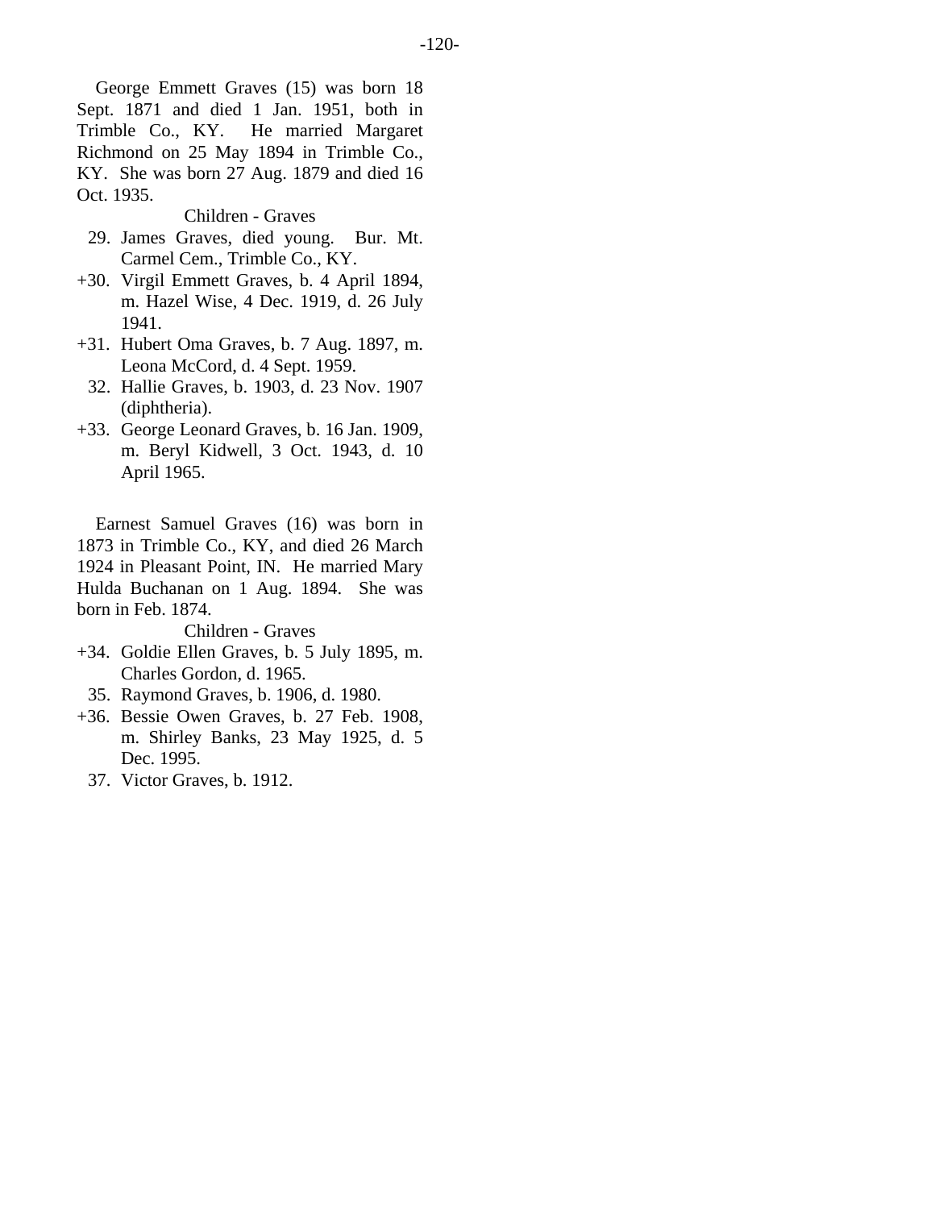George Emmett Graves (15) was born 18 Sept. 1871 and died 1 Jan. 1951, both in Trimble Co., KY. He married Margaret Richmond on 25 May 1894 in Trimble Co., KY. She was born 27 Aug. 1879 and died 16 Oct. 1935.

Children - Graves

29. James Graves, died young. Bur. Mt. Carmel Cem., Trimble Co., KY.
+30. Virgil Emmett Graves, b. 4 April 1894, m. Hazel Wise, 4 Dec. 1919, d. 26 July 1941.
+31. Hubert Oma Graves, b. 7 Aug. 1897, m. Leona McCord, d. 4 Sept. 1959.
32. Hallie Graves, b. 1903, d. 23 Nov. 1907 (diphtheria).
+33. George Leonard Graves, b. 16 Jan. 1909, m. Beryl Kidwell, 3 Oct. 1943, d. 10 April 1965.

Earnest Samuel Graves (16) was born in 1873 in Trimble Co., KY, and died 26 March 1924 in Pleasant Point, IN. He married Mary Hulda Buchanan on 1 Aug. 1894. She was born in Feb. 1874.

Children - Graves

+34. Goldie Ellen Graves, b. 5 July 1895, m. Charles Gordon, d. 1965.
35. Raymond Graves, b. 1906, d. 1980.
+36. Bessie Owen Graves, b. 27 Feb. 1908, m. Shirley Banks, 23 May 1925, d. 5 Dec. 1995.
37. Victor Graves, b. 1912.